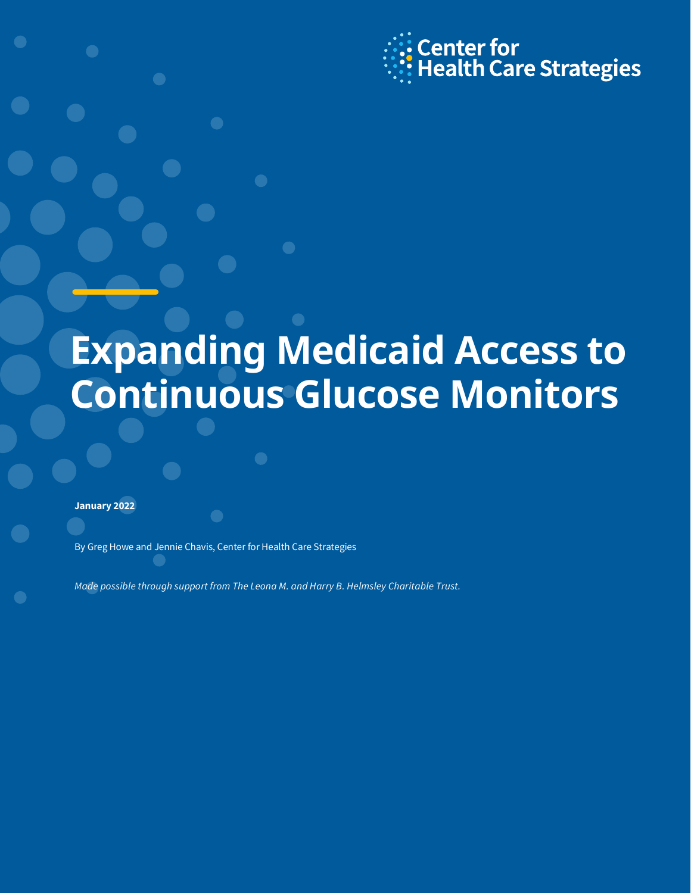Center for Health Care Strategies

# Expanding Medicaid Access to Continuous Glucose Monitors

**January 2022**

By Greg Howe and Jennie Chavis, Center for Health Care Strategies

*Made possible through support from The Leona M. and Harry B. Helmsley Charitable Trust.*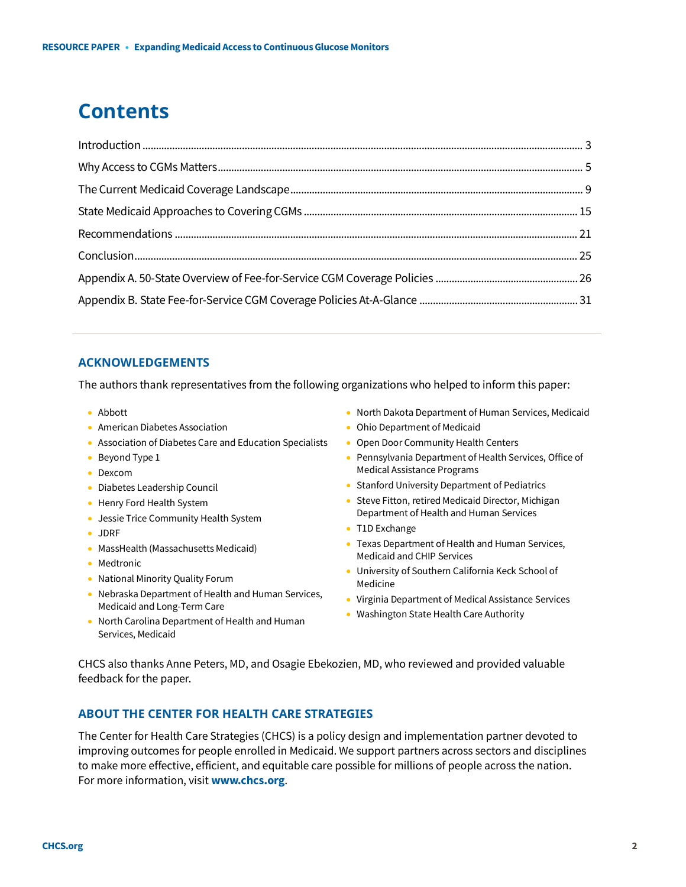# Contents

Introduction ... 3

Why Access to CGMs Matters ... 5

The Current Medicaid Coverage Landscape ... 9

State Medicaid Approaches to Covering CGMs ... 15

Recommendations ... 21

Conclusion ... 25

Appendix A. 50-State Overview of Fee-for-Service CGM Coverage Policies ... 26

Appendix B. State Fee-for-Service CGM Coverage Policies At-A-Glance ... 31

## ACKNOWLEDGEMENTS

The authors thank representatives from the following organizations who helped to inform this paper:

- Abbott
- American Diabetes Association
- Association of Diabetes Care and Education Specialists
- Beyond Type 1
- Dexcom
- Diabetes Leadership Council
- Henry Ford Health System
- Jessie Trice Community Health System
- JDRF
- MassHealth (Massachusetts Medicaid)
- Medtronic
- National Minority Quality Forum
- Nebraska Department of Health and Human Services, Medicaid and Long-Term Care
- North Carolina Department of Health and Human Services, Medicaid
- North Dakota Department of Human Services, Medicaid
- Ohio Department of Medicaid
- Open Door Community Health Centers
- Pennsylvania Department of Health Services, Office of Medical Assistance Programs
- Stanford University Department of Pediatrics
- Steve Fitton, retired Medicaid Director, Michigan Department of Health and Human Services
- T1D Exchange
- Texas Department of Health and Human Services, Medicaid and CHIP Services
- University of Southern California Keck School of Medicine
- Virginia Department of Medical Assistance Services
- Washington State Health Care Authority

CHCS also thanks Anne Peters, MD, and Osagie Ebekozien, MD, who reviewed and provided valuable feedback for the paper.

## ABOUT THE CENTER FOR HEALTH CARE STRATEGIES

The Center for Health Care Strategies (CHCS) is a policy design and implementation partner devoted to improving outcomes for people enrolled in Medicaid. We support partners across sectors and disciplines to make more effective, efficient, and equitable care possible for millions of people across the nation. For more information, visit **www.chcs.org**.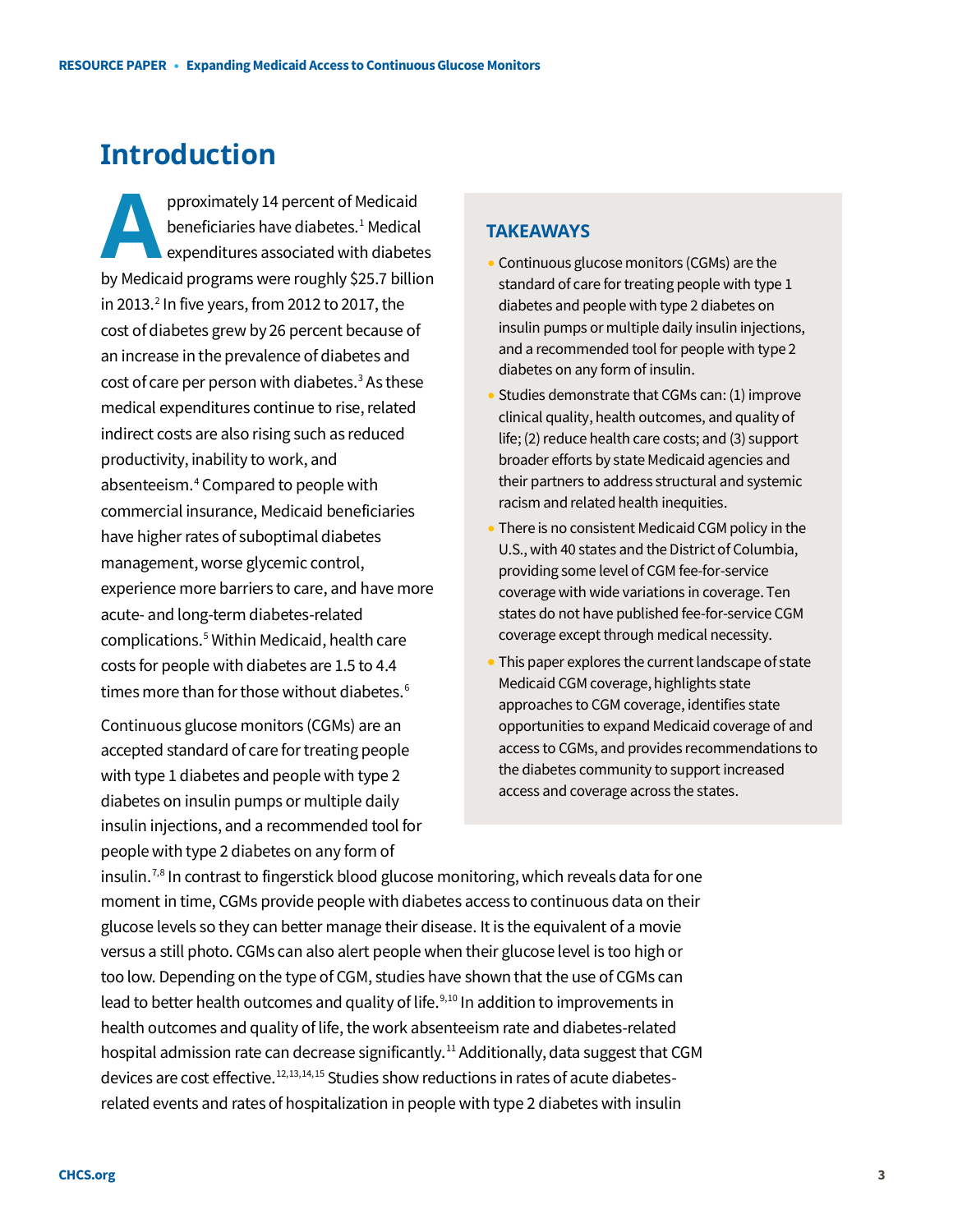# Introduction

Approximately 14 percent of Medicaid beneficiaries have diabetes.[1] Medical expenditures associated with diabetes by Medicaid programs were roughly $25.7 billion in 2013.[2] In five years, from 2012 to 2017, the cost of diabetes grew by 26 percent because of an increase in the prevalence of diabetes and cost of care per person with diabetes.[3] As these medical expenditures continue to rise, related indirect costs are also rising such as reduced productivity, inability to work, and absenteeism.[4] Compared to people with commercial insurance, Medicaid beneficiaries have higher rates of suboptimal diabetes management, worse glycemic control, experience more barriers to care, and have more acute- and long-term diabetes-related complications.[5] Within Medicaid, health care costs for people with diabetes are 1.5 to 4.4 times more than for those without diabetes.[6]

Continuous glucose monitors (CGMs) are an accepted standard of care for treating people with type 1 diabetes and people with type 2 diabetes on insulin pumps or multiple daily insulin injections, and a recommended tool for people with type 2 diabetes on any form of insulin.[7,8] In contrast to fingerstick blood glucose monitoring, which reveals data for one moment in time, CGMs provide people with diabetes access to continuous data on their glucose levels so they can better manage their disease. It is the equivalent of a movie versus a still photo. CGMs can also alert people when their glucose level is too high or too low. Depending on the type of CGM, studies have shown that the use of CGMs can lead to better health outcomes and quality of life.[9,10] In addition to improvements in health outcomes and quality of life, the work absenteeism rate and diabetes-related hospital admission rate can decrease significantly.[11] Additionally, data suggest that CGM devices are cost effective.[12,13,14,15] Studies show reductions in rates of acute diabetes-related events and rates of hospitalization in people with type 2 diabetes with insulin

## TAKEAWAYS

- Continuous glucose monitors (CGMs) are the standard of care for treating people with type 1 diabetes and people with type 2 diabetes on insulin pumps or multiple daily insulin injections, and a recommended tool for people with type 2 diabetes on any form of insulin.
- Studies demonstrate that CGMs can: (1) improve clinical quality, health outcomes, and quality of life; (2) reduce health care costs; and (3) support broader efforts by state Medicaid agencies and their partners to address structural and systemic racism and related health inequities.
- There is no consistent Medicaid CGM policy in the U.S., with 40 states and the District of Columbia, providing some level of CGM fee-for-service coverage with wide variations in coverage. Ten states do not have published fee-for-service CGM coverage except through medical necessity.
- This paper explores the current landscape of state Medicaid CGM coverage, highlights state approaches to CGM coverage, identifies state opportunities to expand Medicaid coverage of and access to CGMs, and provides recommendations to the diabetes community to support increased access and coverage across the states.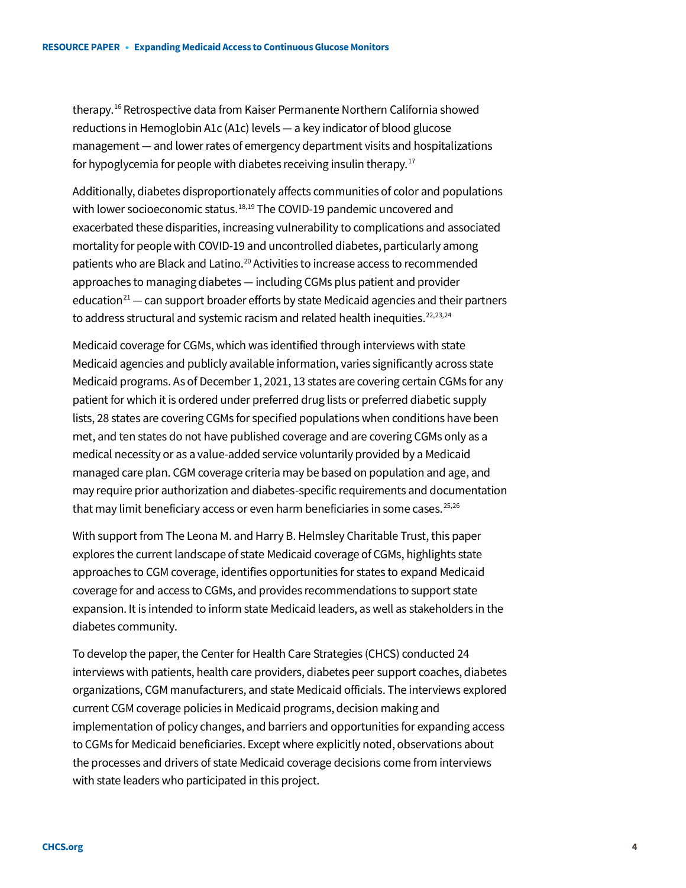therapy.[16] Retrospective data from Kaiser Permanente Northern California showed reductions in Hemoglobin A1c (A1c) levels — a key indicator of blood glucose management — and lower rates of emergency department visits and hospitalizations for hypoglycemia for people with diabetes receiving insulin therapy.[17]

Additionally, diabetes disproportionately affects communities of color and populations with lower socioeconomic status.[18,19] The COVID-19 pandemic uncovered and exacerbated these disparities, increasing vulnerability to complications and associated mortality for people with COVID-19 and uncontrolled diabetes, particularly among patients who are Black and Latino.[20] Activities to increase access to recommended approaches to managing diabetes — including CGMs plus patient and provider education[21] — can support broader efforts by state Medicaid agencies and their partners to address structural and systemic racism and related health inequities.[22,23,24]

Medicaid coverage for CGMs, which was identified through interviews with state Medicaid agencies and publicly available information, varies significantly across state Medicaid programs. As of December 1, 2021, 13 states are covering certain CGMs for any patient for which it is ordered under preferred drug lists or preferred diabetic supply lists, 28 states are covering CGMs for specified populations when conditions have been met, and ten states do not have published coverage and are covering CGMs only as a medical necessity or as a value-added service voluntarily provided by a Medicaid managed care plan. CGM coverage criteria may be based on population and age, and may require prior authorization and diabetes-specific requirements and documentation that may limit beneficiary access or even harm beneficiaries in some cases.[25,26]

With support from The Leona M. and Harry B. Helmsley Charitable Trust, this paper explores the current landscape of state Medicaid coverage of CGMs, highlights state approaches to CGM coverage, identifies opportunities for states to expand Medicaid coverage for and access to CGMs, and provides recommendations to support state expansion. It is intended to inform state Medicaid leaders, as well as stakeholders in the diabetes community.

To develop the paper, the Center for Health Care Strategies (CHCS) conducted 24 interviews with patients, health care providers, diabetes peer support coaches, diabetes organizations, CGM manufacturers, and state Medicaid officials. The interviews explored current CGM coverage policies in Medicaid programs, decision making and implementation of policy changes, and barriers and opportunities for expanding access to CGMs for Medicaid beneficiaries. Except where explicitly noted, observations about the processes and drivers of state Medicaid coverage decisions come from interviews with state leaders who participated in this project.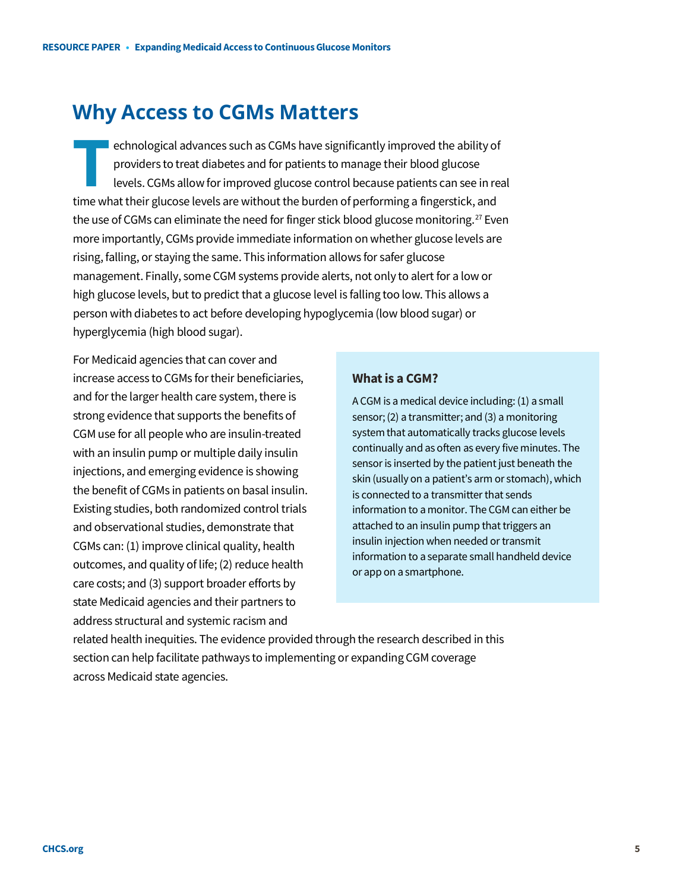## Why Access to CGMs Matters

Technological advances such as CGMs have significantly improved the ability of providers to treat diabetes and for patients to manage their blood glucose levels. CGMs allow for improved glucose control because patients can see in real time what their glucose levels are without the burden of performing a fingerstick, and the use of CGMs can eliminate the need for finger stick blood glucose monitoring.[27] Even more importantly, CGMs provide immediate information on whether glucose levels are rising, falling, or staying the same. This information allows for safer glucose management. Finally, some CGM systems provide alerts, not only to alert for a low or high glucose levels, but to predict that a glucose level is falling too low. This allows a person with diabetes to act before developing hypoglycemia (low blood sugar) or hyperglycemia (high blood sugar).

For Medicaid agencies that can cover and increase access to CGMs for their beneficiaries, and for the larger health care system, there is strong evidence that supports the benefits of CGM use for all people who are insulin-treated with an insulin pump or multiple daily insulin injections, and emerging evidence is showing the benefit of CGMs in patients on basal insulin. Existing studies, both randomized control trials and observational studies, demonstrate that CGMs can: (1) improve clinical quality, health outcomes, and quality of life; (2) reduce health care costs; and (3) support broader efforts by state Medicaid agencies and their partners to address structural and systemic racism and related health inequities. The evidence provided through the research described in this section can help facilitate pathways to implementing or expanding CGM coverage across Medicaid state agencies.

### What is a CGM?

A CGM is a medical device including: (1) a small sensor; (2) a transmitter; and (3) a monitoring system that automatically tracks glucose levels continually and as often as every five minutes. The sensor is inserted by the patient just beneath the skin (usually on a patient's arm or stomach), which is connected to a transmitter that sends information to a monitor. The CGM can either be attached to an insulin pump that triggers an insulin injection when needed or transmit information to a separate small handheld device or app on a smartphone.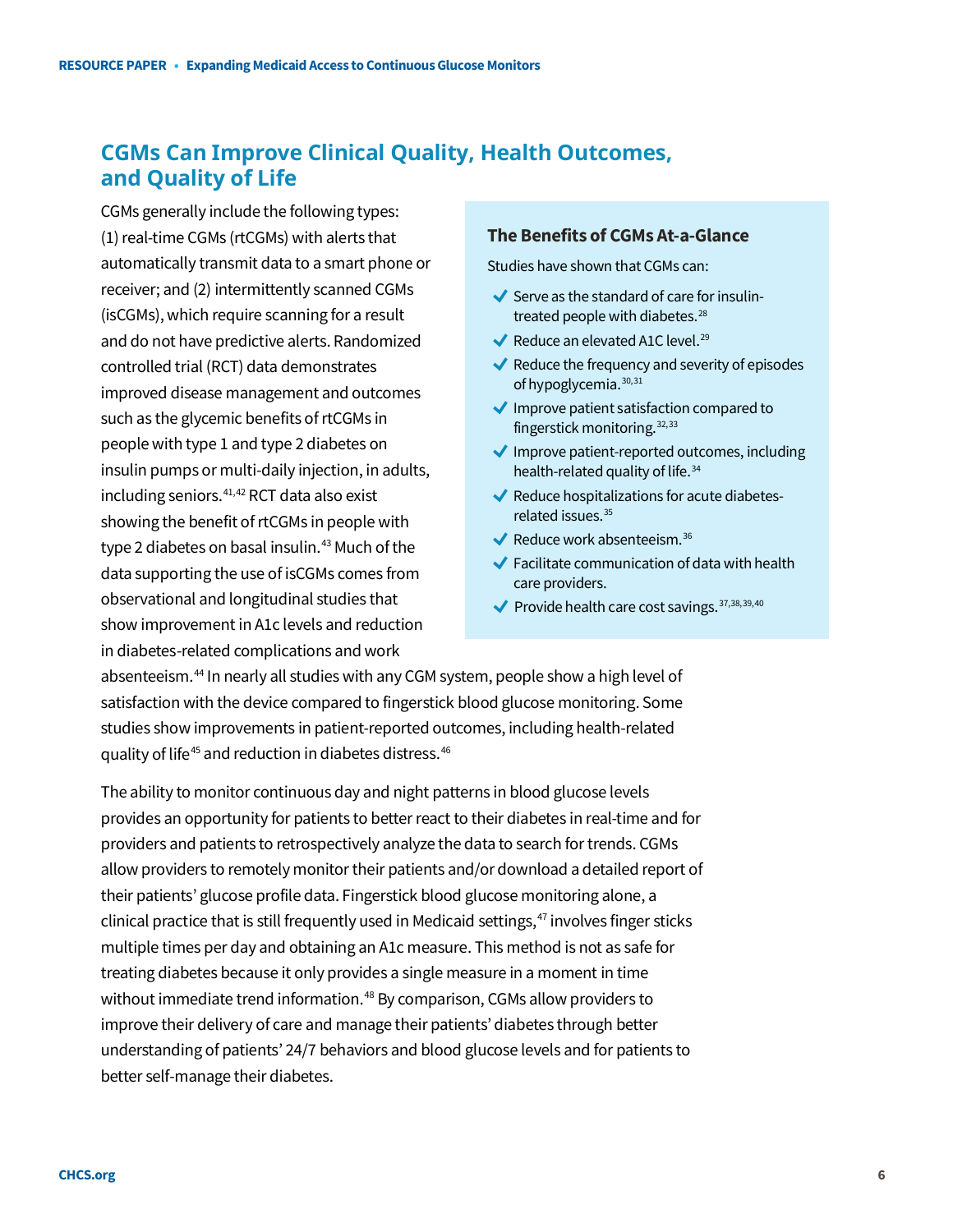## CGMs Can Improve Clinical Quality, Health Outcomes, and Quality of Life

CGMs generally include the following types: (1) real-time CGMs (rtCGMs) with alerts that automatically transmit data to a smart phone or receiver; and (2) intermittently scanned CGMs (isCGMs), which require scanning for a result and do not have predictive alerts. Randomized controlled trial (RCT) data demonstrates improved disease management and outcomes such as the glycemic benefits of rtCGMs in people with type 1 and type 2 diabetes on insulin pumps or multi-daily injection, in adults, including seniors.[41,42] RCT data also exist showing the benefit of rtCGMs in people with type 2 diabetes on basal insulin.[43] Much of the data supporting the use of isCGMs comes from observational and longitudinal studies that show improvement in A1c levels and reduction in diabetes-related complications and work absenteeism.[44] In nearly all studies with any CGM system, people show a high level of satisfaction with the device compared to fingerstick blood glucose monitoring. Some studies show improvements in patient-reported outcomes, including health-related quality of life[45] and reduction in diabetes distress.[46]

### The Benefits of CGMs At-a-Glance

Studies have shown that CGMs can:

- Serve as the standard of care for insulin-treated people with diabetes.[28]
- Reduce an elevated A1C level.[29]
- Reduce the frequency and severity of episodes of hypoglycemia.[30,31]
- Improve patient satisfaction compared to fingerstick monitoring.[32,33]
- Improve patient-reported outcomes, including health-related quality of life.[34]
- Reduce hospitalizations for acute diabetes-related issues.[35]
- Reduce work absenteeism.[36]
- Facilitate communication of data with health care providers.
- Provide health care cost savings.[37,38,39,40]

The ability to monitor continuous day and night patterns in blood glucose levels provides an opportunity for patients to better react to their diabetes in real-time and for providers and patients to retrospectively analyze the data to search for trends. CGMs allow providers to remotely monitor their patients and/or download a detailed report of their patients' glucose profile data. Fingerstick blood glucose monitoring alone, a clinical practice that is still frequently used in Medicaid settings,[47] involves finger sticks multiple times per day and obtaining an A1c measure. This method is not as safe for treating diabetes because it only provides a single measure in a moment in time without immediate trend information.[48] By comparison, CGMs allow providers to improve their delivery of care and manage their patients' diabetes through better understanding of patients' 24/7 behaviors and blood glucose levels and for patients to better self-manage their diabetes.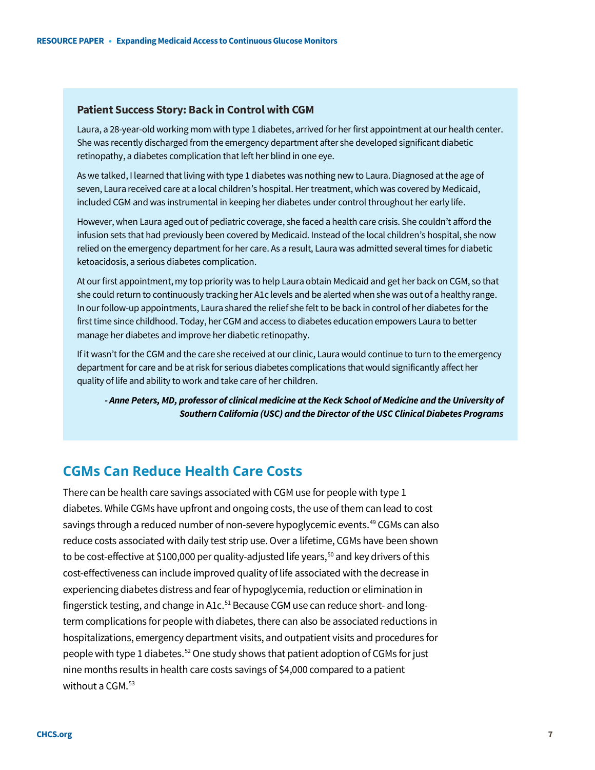### Patient Success Story: Back in Control with CGM

Laura, a 28-year-old working mom with type 1 diabetes, arrived for her first appointment at our health center. She was recently discharged from the emergency department after she developed significant diabetic retinopathy, a diabetes complication that left her blind in one eye.

As we talked, I learned that living with type 1 diabetes was nothing new to Laura. Diagnosed at the age of seven, Laura received care at a local children's hospital. Her treatment, which was covered by Medicaid, included CGM and was instrumental in keeping her diabetes under control throughout her early life.

However, when Laura aged out of pediatric coverage, she faced a health care crisis. She couldn't afford the infusion sets that had previously been covered by Medicaid. Instead of the local children's hospital, she now relied on the emergency department for her care. As a result, Laura was admitted several times for diabetic ketoacidosis, a serious diabetes complication.

At our first appointment, my top priority was to help Laura obtain Medicaid and get her back on CGM, so that she could return to continuously tracking her A1c levels and be alerted when she was out of a healthy range. In our follow-up appointments, Laura shared the relief she felt to be back in control of her diabetes for the first time since childhood. Today, her CGM and access to diabetes education empowers Laura to better manage her diabetes and improve her diabetic retinopathy.

If it wasn't for the CGM and the care she received at our clinic, Laura would continue to turn to the emergency department for care and be at risk for serious diabetes complications that would significantly affect her quality of life and ability to work and take care of her children.

***- Anne Peters, MD, professor of clinical medicine at the Keck School of Medicine and the University of Southern California (USC) and the Director of the USC Clinical Diabetes Programs***

## CGMs Can Reduce Health Care Costs

There can be health care savings associated with CGM use for people with type 1 diabetes. While CGMs have upfront and ongoing costs, the use of them can lead to cost savings through a reduced number of non-severe hypoglycemic events.[49] CGMs can also reduce costs associated with daily test strip use. Over a lifetime, CGMs have been shown to be cost-effective at $100,000 per quality-adjusted life years,[50] and key drivers of this cost-effectiveness can include improved quality of life associated with the decrease in experiencing diabetes distress and fear of hypoglycemia, reduction or elimination in fingerstick testing, and change in A1c.[51] Because CGM use can reduce short- and long-term complications for people with diabetes, there can also be associated reductions in hospitalizations, emergency department visits, and outpatient visits and procedures for people with type 1 diabetes.[52] One study shows that patient adoption of CGMs for just nine months results in health care costs savings of $4,000 compared to a patient without a CGM.[53]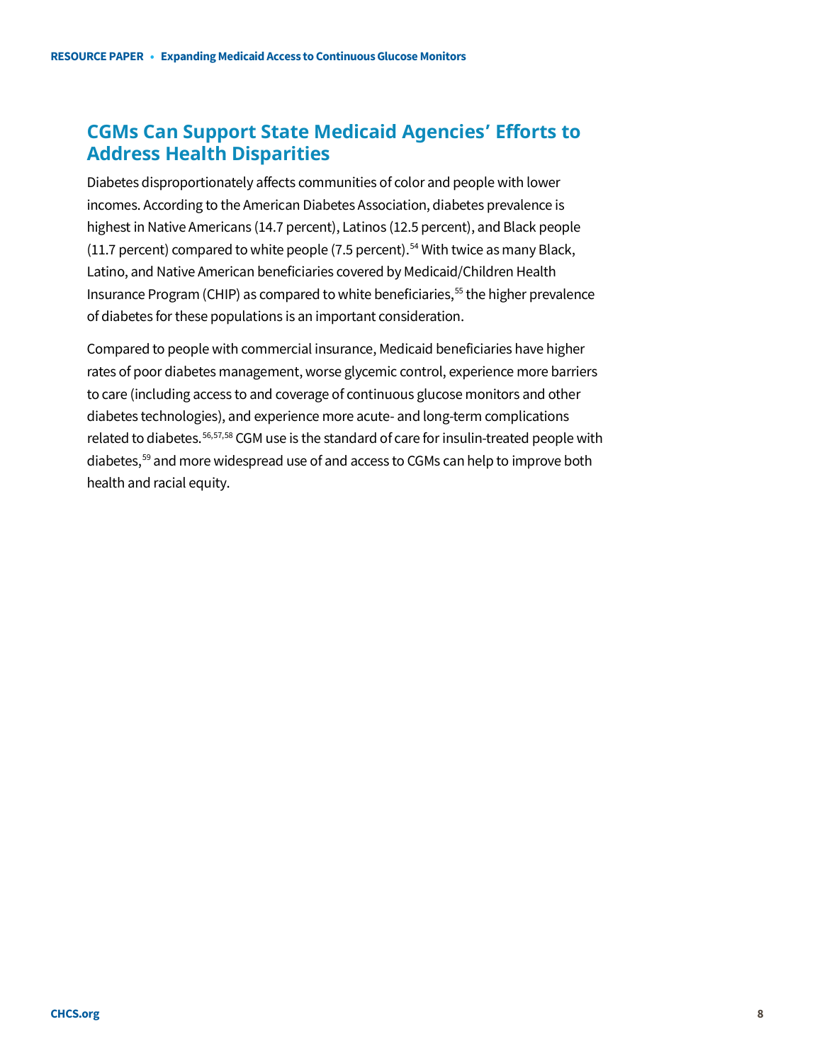## CGMs Can Support State Medicaid Agencies' Efforts to Address Health Disparities

Diabetes disproportionately affects communities of color and people with lower incomes. According to the American Diabetes Association, diabetes prevalence is highest in Native Americans (14.7 percent), Latinos (12.5 percent), and Black people (11.7 percent) compared to white people (7.5 percent).[54] With twice as many Black, Latino, and Native American beneficiaries covered by Medicaid/Children Health Insurance Program (CHIP) as compared to white beneficiaries,[55] the higher prevalence of diabetes for these populations is an important consideration.

Compared to people with commercial insurance, Medicaid beneficiaries have higher rates of poor diabetes management, worse glycemic control, experience more barriers to care (including access to and coverage of continuous glucose monitors and other diabetes technologies), and experience more acute- and long-term complications related to diabetes.[56,57,58] CGM use is the standard of care for insulin-treated people with diabetes,[59] and more widespread use of and access to CGMs can help to improve both health and racial equity.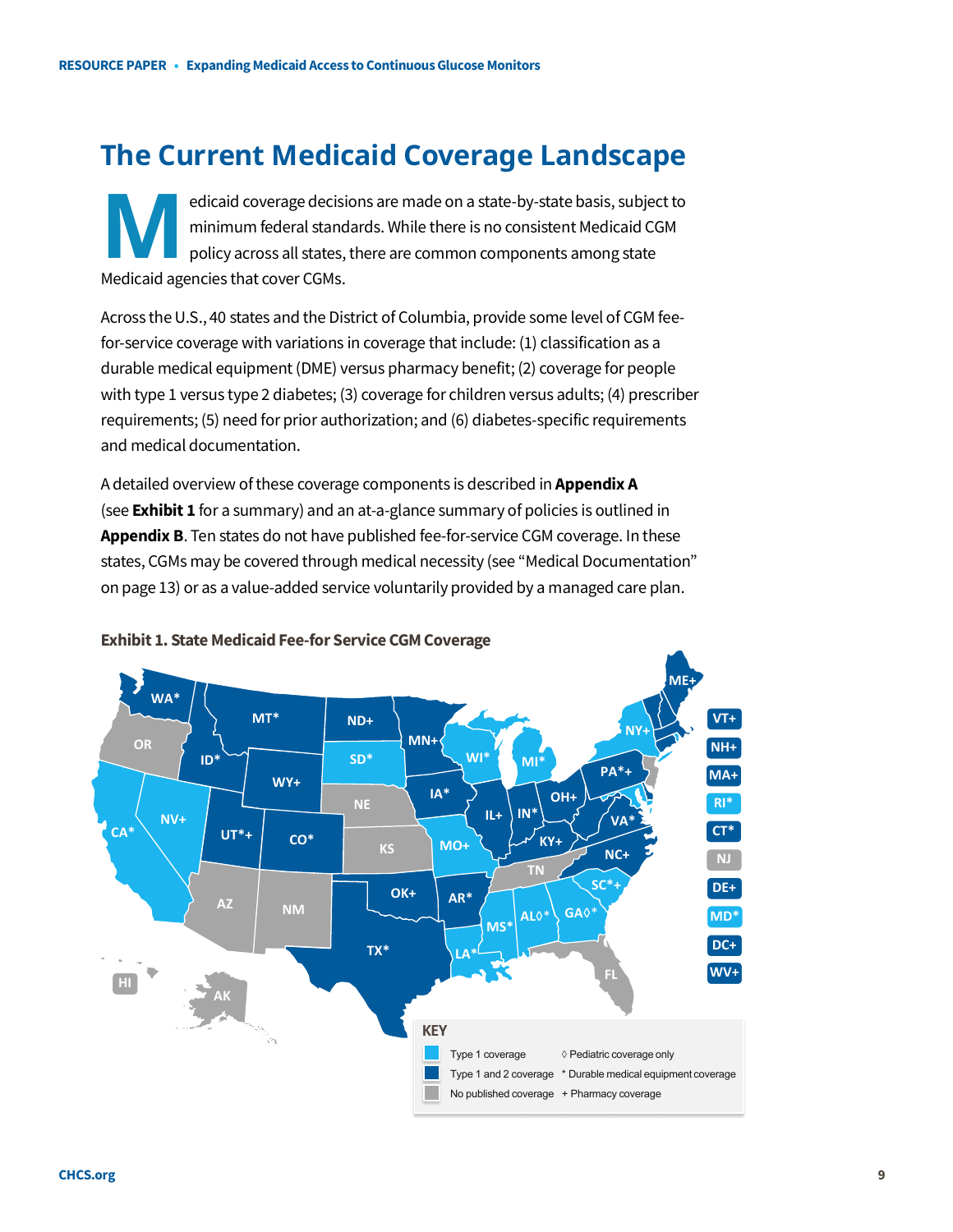# The Current Medicaid Coverage Landscape

Medicaid coverage decisions are made on a state-by-state basis, subject to minimum federal standards. While there is no consistent Medicaid CGM policy across all states, there are common components among state Medicaid agencies that cover CGMs.

Across the U.S., 40 states and the District of Columbia, provide some level of CGM fee-for-service coverage with variations in coverage that include: (1) classification as a durable medical equipment (DME) versus pharmacy benefit; (2) coverage for people with type 1 versus type 2 diabetes; (3) coverage for children versus adults; (4) prescriber requirements; (5) need for prior authorization; and (6) diabetes-specific requirements and medical documentation.

A detailed overview of these coverage components is described in **Appendix A** (see **Exhibit 1** for a summary) and an at-a-glance summary of policies is outlined in **Appendix B**. Ten states do not have published fee-for-service CGM coverage. In these states, CGMs may be covered through medical necessity (see "Medical Documentation" on page 13) or as a value-added service voluntarily provided by a managed care plan.

**Exhibit 1. State Medicaid Fee-for Service CGM Coverage**

| Coverage category | States |
|---|---|
| Type 1 coverage | CA*, NV+, SD*, WI*, MI*, NY+, MO+, MS*, AL◊*, GA◊*, SC*+, LA*, RI*, MD* |
| Type 1 and 2 coverage | WA*, MT*, ND+, MN+, ID*, WY+, UT*+, CO*, IA*, IL+, IN*, OH+, PA*+, KY+, VA*, NC+, OK+, AR*, TX*, ME+, VT+, NH+, MA+, CT*, DE+, DC+, WV+ |
| No published coverage | OR, NE, KS, AZ, NM, TN, FL, HI, AK, NJ |

KEY

- Type 1 coverage
- Type 1 and 2 coverage
- No published coverage
- ◊ Pediatric coverage only
- \* Durable medical equipment coverage
- \+ Pharmacy coverage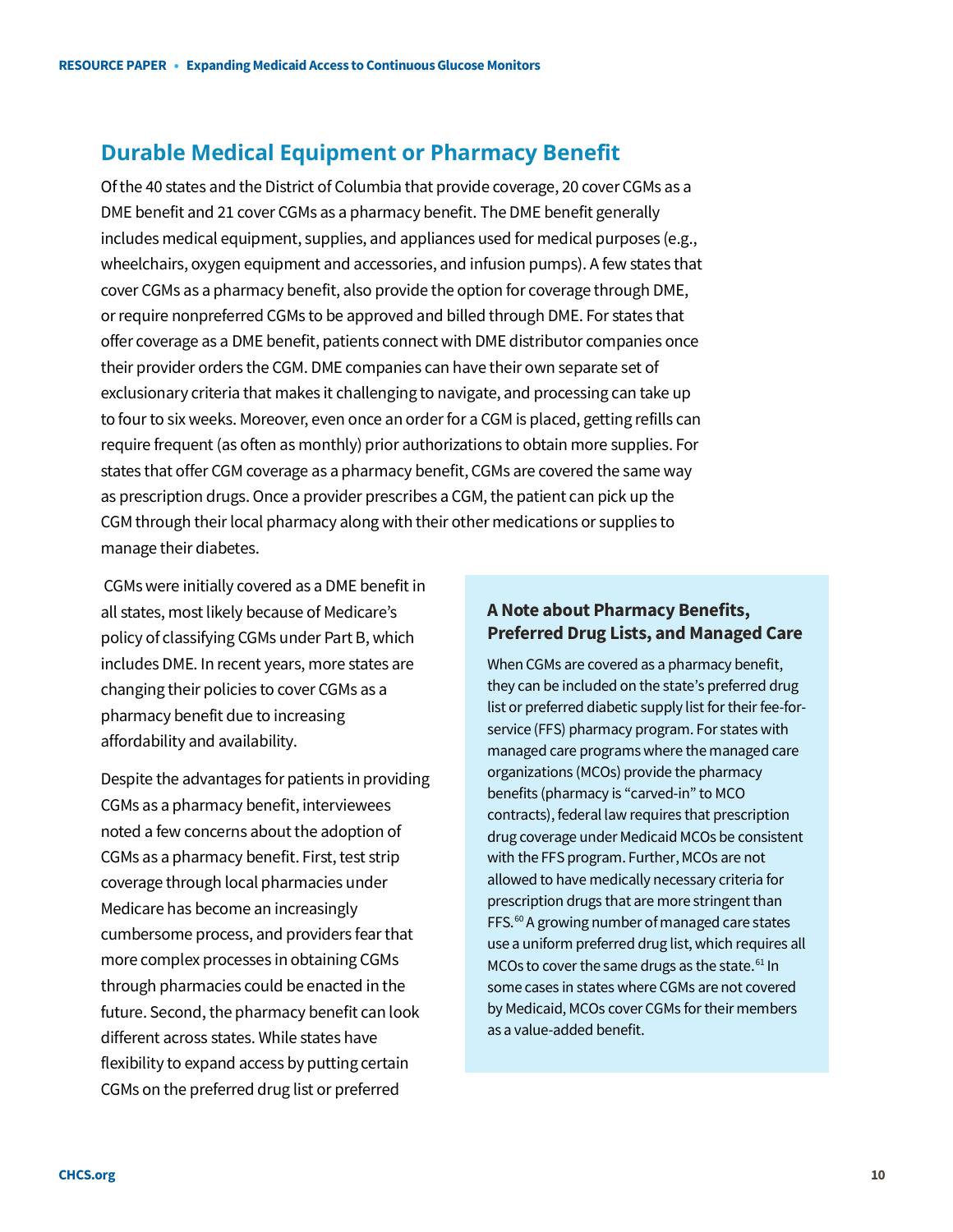## Durable Medical Equipment or Pharmacy Benefit

Of the 40 states and the District of Columbia that provide coverage, 20 cover CGMs as a DME benefit and 21 cover CGMs as a pharmacy benefit. The DME benefit generally includes medical equipment, supplies, and appliances used for medical purposes (e.g., wheelchairs, oxygen equipment and accessories, and infusion pumps). A few states that cover CGMs as a pharmacy benefit, also provide the option for coverage through DME, or require nonpreferred CGMs to be approved and billed through DME. For states that offer coverage as a DME benefit, patients connect with DME distributor companies once their provider orders the CGM. DME companies can have their own separate set of exclusionary criteria that makes it challenging to navigate, and processing can take up to four to six weeks. Moreover, even once an order for a CGM is placed, getting refills can require frequent (as often as monthly) prior authorizations to obtain more supplies. For states that offer CGM coverage as a pharmacy benefit, CGMs are covered the same way as prescription drugs. Once a provider prescribes a CGM, the patient can pick up the CGM through their local pharmacy along with their other medications or supplies to manage their diabetes.

CGMs were initially covered as a DME benefit in all states, most likely because of Medicare's policy of classifying CGMs under Part B, which includes DME. In recent years, more states are changing their policies to cover CGMs as a pharmacy benefit due to increasing affordability and availability.

Despite the advantages for patients in providing CGMs as a pharmacy benefit, interviewees noted a few concerns about the adoption of CGMs as a pharmacy benefit. First, test strip coverage through local pharmacies under Medicare has become an increasingly cumbersome process, and providers fear that more complex processes in obtaining CGMs through pharmacies could be enacted in the future. Second, the pharmacy benefit can look different across states. While states have flexibility to expand access by putting certain CGMs on the preferred drug list or preferred

### A Note about Pharmacy Benefits, Preferred Drug Lists, and Managed Care

When CGMs are covered as a pharmacy benefit, they can be included on the state's preferred drug list or preferred diabetic supply list for their fee-for-service (FFS) pharmacy program. For states with managed care programs where the managed care organizations (MCOs) provide the pharmacy benefits (pharmacy is "carved-in" to MCO contracts), federal law requires that prescription drug coverage under Medicaid MCOs be consistent with the FFS program. Further, MCOs are not allowed to have medically necessary criteria for prescription drugs that are more stringent than FFS.[60] A growing number of managed care states use a uniform preferred drug list, which requires all MCOs to cover the same drugs as the state.[61] In some cases in states where CGMs are not covered by Medicaid, MCOs cover CGMs for their members as a value-added benefit.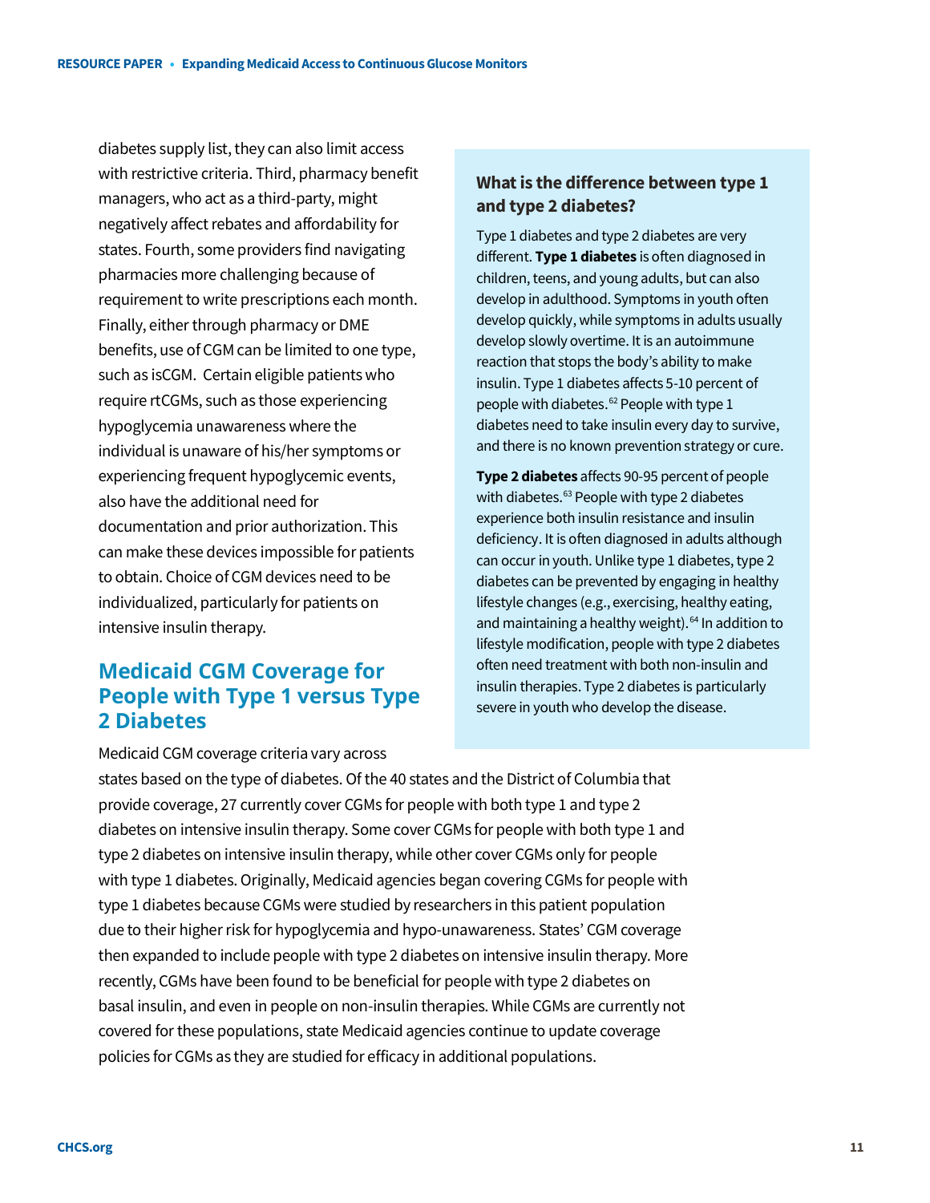diabetes supply list, they can also limit access with restrictive criteria. Third, pharmacy benefit managers, who act as a third-party, might negatively affect rebates and affordability for states. Fourth, some providers find navigating pharmacies more challenging because of requirement to write prescriptions each month. Finally, either through pharmacy or DME benefits, use of CGM can be limited to one type, such as isCGM. Certain eligible patients who require rtCGMs, such as those experiencing hypoglycemia unawareness where the individual is unaware of his/her symptoms or experiencing frequent hypoglycemic events, also have the additional need for documentation and prior authorization. This can make these devices impossible for patients to obtain. Choice of CGM devices need to be individualized, particularly for patients on intensive insulin therapy.

### What is the difference between type 1 and type 2 diabetes?

Type 1 diabetes and type 2 diabetes are very different. **Type 1 diabetes** is often diagnosed in children, teens, and young adults, but can also develop in adulthood. Symptoms in youth often develop quickly, while symptoms in adults usually develop slowly overtime. It is an autoimmune reaction that stops the body's ability to make insulin. Type 1 diabetes affects 5-10 percent of people with diabetes.[62] People with type 1 diabetes need to take insulin every day to survive, and there is no known prevention strategy or cure.

**Type 2 diabetes** affects 90-95 percent of people with diabetes.[63] People with type 2 diabetes experience both insulin resistance and insulin deficiency. It is often diagnosed in adults although can occur in youth. Unlike type 1 diabetes, type 2 diabetes can be prevented by engaging in healthy lifestyle changes (e.g., exercising, healthy eating, and maintaining a healthy weight).[64] In addition to lifestyle modification, people with type 2 diabetes often need treatment with both non-insulin and insulin therapies. Type 2 diabetes is particularly severe in youth who develop the disease.

## Medicaid CGM Coverage for People with Type 1 versus Type 2 Diabetes

Medicaid CGM coverage criteria vary across states based on the type of diabetes. Of the 40 states and the District of Columbia that provide coverage, 27 currently cover CGMs for people with both type 1 and type 2 diabetes on intensive insulin therapy. Some cover CGMs for people with both type 1 and type 2 diabetes on intensive insulin therapy, while other cover CGMs only for people with type 1 diabetes. Originally, Medicaid agencies began covering CGMs for people with type 1 diabetes because CGMs were studied by researchers in this patient population due to their higher risk for hypoglycemia and hypo-unawareness. States' CGM coverage then expanded to include people with type 2 diabetes on intensive insulin therapy. More recently, CGMs have been found to be beneficial for people with type 2 diabetes on basal insulin, and even in people on non-insulin therapies. While CGMs are currently not covered for these populations, state Medicaid agencies continue to update coverage policies for CGMs as they are studied for efficacy in additional populations.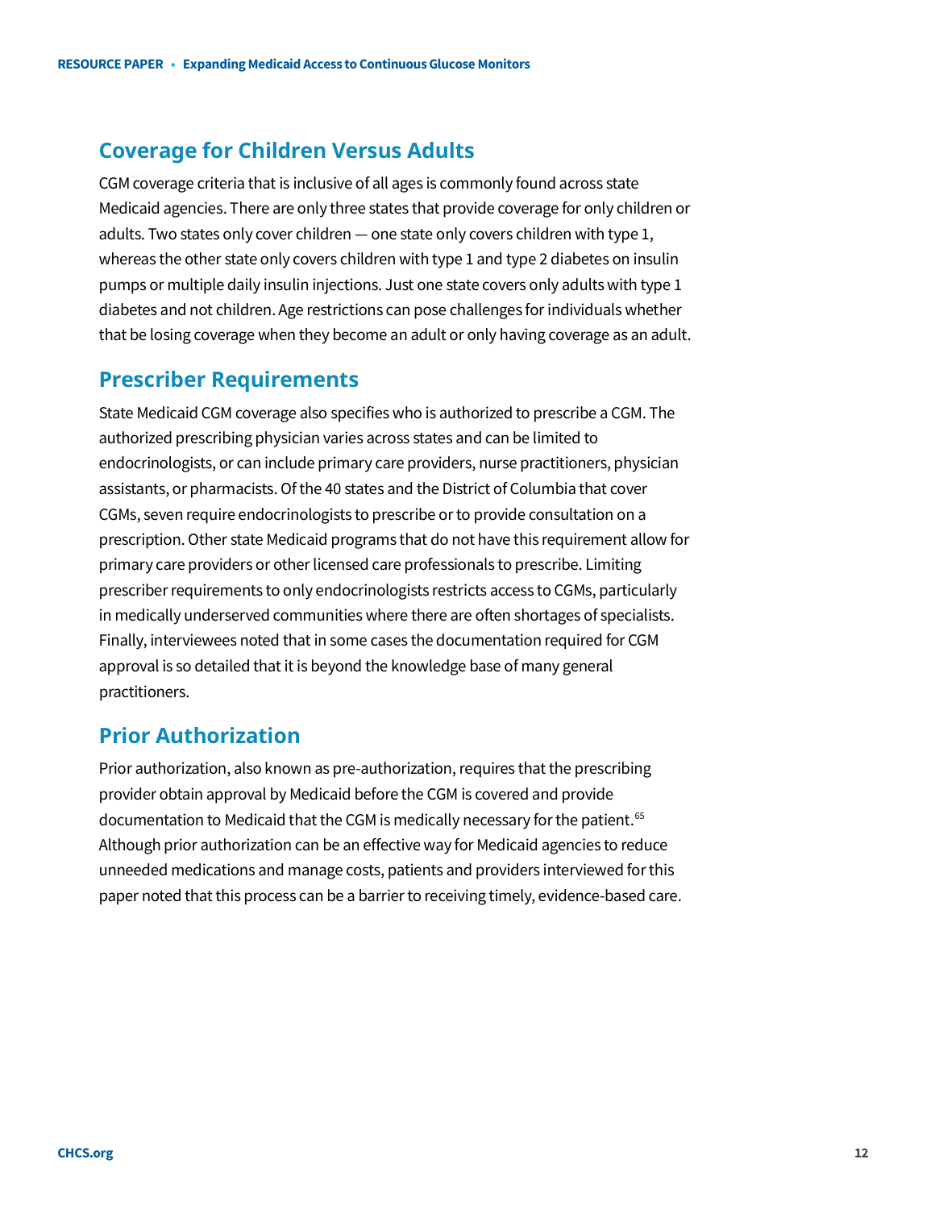## Coverage for Children Versus Adults

CGM coverage criteria that is inclusive of all ages is commonly found across state Medicaid agencies. There are only three states that provide coverage for only children or adults. Two states only cover children — one state only covers children with type 1, whereas the other state only covers children with type 1 and type 2 diabetes on insulin pumps or multiple daily insulin injections. Just one state covers only adults with type 1 diabetes and not children. Age restrictions can pose challenges for individuals whether that be losing coverage when they become an adult or only having coverage as an adult.

## Prescriber Requirements

State Medicaid CGM coverage also specifies who is authorized to prescribe a CGM. The authorized prescribing physician varies across states and can be limited to endocrinologists, or can include primary care providers, nurse practitioners, physician assistants, or pharmacists. Of the 40 states and the District of Columbia that cover CGMs, seven require endocrinologists to prescribe or to provide consultation on a prescription. Other state Medicaid programs that do not have this requirement allow for primary care providers or other licensed care professionals to prescribe. Limiting prescriber requirements to only endocrinologists restricts access to CGMs, particularly in medically underserved communities where there are often shortages of specialists. Finally, interviewees noted that in some cases the documentation required for CGM approval is so detailed that it is beyond the knowledge base of many general practitioners.

## Prior Authorization

Prior authorization, also known as pre-authorization, requires that the prescribing provider obtain approval by Medicaid before the CGM is covered and provide documentation to Medicaid that the CGM is medically necessary for the patient.[65] Although prior authorization can be an effective way for Medicaid agencies to reduce unneeded medications and manage costs, patients and providers interviewed for this paper noted that this process can be a barrier to receiving timely, evidence-based care.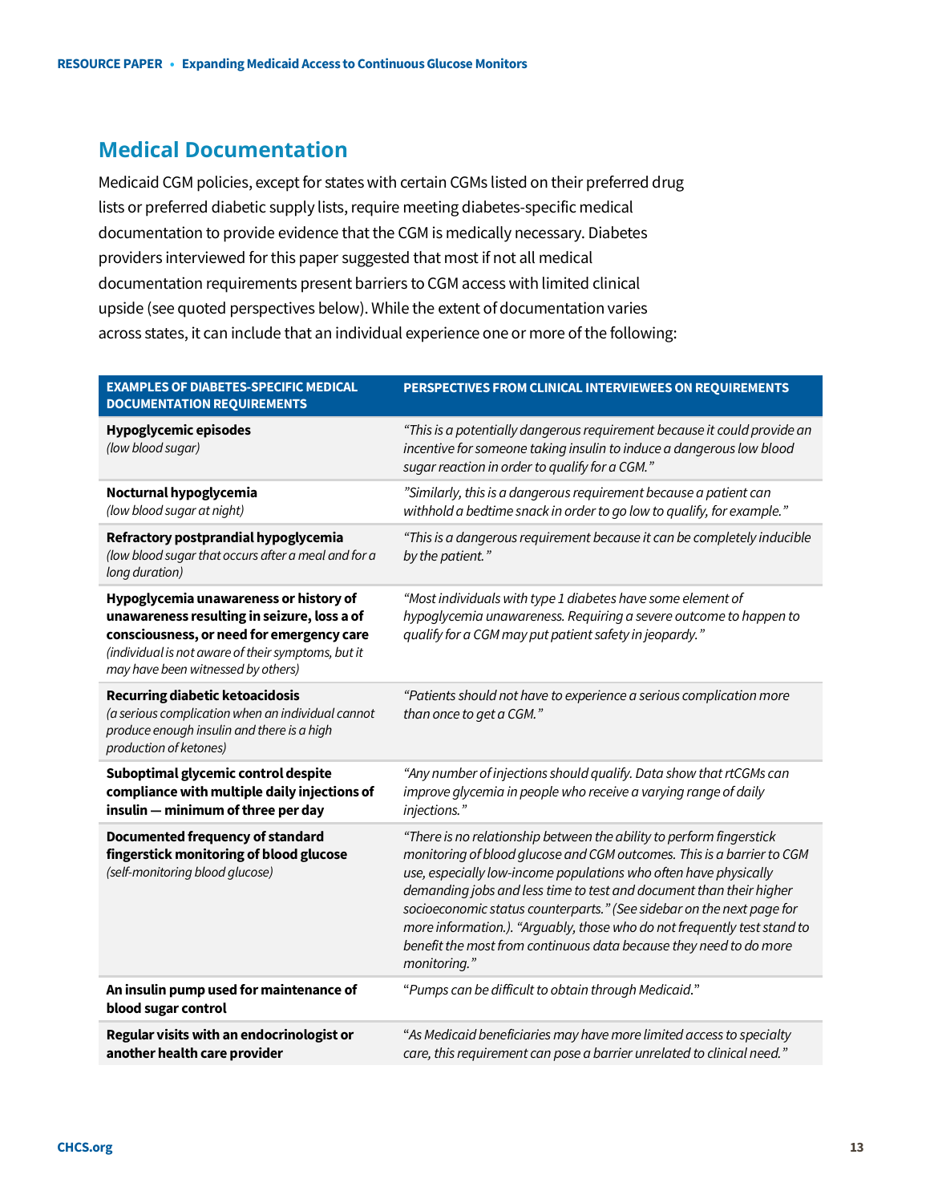## Medical Documentation

Medicaid CGM policies, except for states with certain CGMs listed on their preferred drug lists or preferred diabetic supply lists, require meeting diabetes-specific medical documentation to provide evidence that the CGM is medically necessary. Diabetes providers interviewed for this paper suggested that most if not all medical documentation requirements present barriers to CGM access with limited clinical upside (see quoted perspectives below). While the extent of documentation varies across states, it can include that an individual experience one or more of the following:

| EXAMPLES OF DIABETES-SPECIFIC MEDICAL DOCUMENTATION REQUIREMENTS | PERSPECTIVES FROM CLINICAL INTERVIEWEES ON REQUIREMENTS |
|---|---|
| **Hypoglycemic episodes** *(low blood sugar)* | *"This is a potentially dangerous requirement because it could provide an incentive for someone taking insulin to induce a dangerous low blood sugar reaction in order to qualify for a CGM."* |
| **Nocturnal hypoglycemia** *(low blood sugar at night)* | *"Similarly, this is a dangerous requirement because a patient can withhold a bedtime snack in order to go low to qualify, for example."* |
| **Refractory postprandial hypoglycemia** *(low blood sugar that occurs after a meal and for a long duration)* | *"This is a dangerous requirement because it can be completely inducible by the patient."* |
| **Hypoglycemia unawareness or history of unawareness resulting in seizure, loss a of consciousness, or need for emergency care** *(individual is not aware of their symptoms, but it may have been witnessed by others)* | *"Most individuals with type 1 diabetes have some element of hypoglycemia unawareness. Requiring a severe outcome to happen to qualify for a CGM may put patient safety in jeopardy."* |
| **Recurring diabetic ketoacidosis** *(a serious complication when an individual cannot produce enough insulin and there is a high production of ketones)* | *"Patients should not have to experience a serious complication more than once to get a CGM."* |
| **Suboptimal glycemic control despite compliance with multiple daily injections of insulin — minimum of three per day** | *"Any number of injections should qualify. Data show that rtCGMs can improve glycemia in people who receive a varying range of daily injections."* |
| **Documented frequency of standard fingerstick monitoring of blood glucose** *(self-monitoring blood glucose)* | *"There is no relationship between the ability to perform fingerstick monitoring of blood glucose and CGM outcomes. This is a barrier to CGM use, especially low-income populations who often have physically demanding jobs and less time to test and document than their higher socioeconomic status counterparts." (See sidebar on the next page for more information.). "Arguably, those who do not frequently test stand to benefit the most from continuous data because they need to do more monitoring."* |
| **An insulin pump used for maintenance of blood sugar control** | *"Pumps can be difficult to obtain through Medicaid."* |
| **Regular visits with an endocrinologist or another health care provider** | *"As Medicaid beneficiaries may have more limited access to specialty care, this requirement can pose a barrier unrelated to clinical need."* |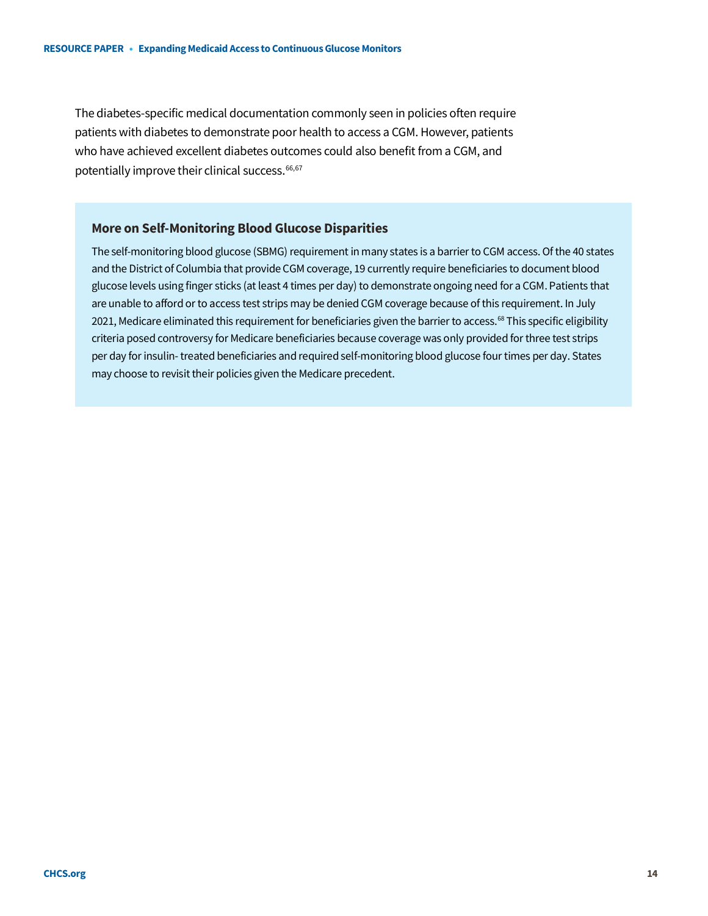The diabetes-specific medical documentation commonly seen in policies often require patients with diabetes to demonstrate poor health to access a CGM. However, patients who have achieved excellent diabetes outcomes could also benefit from a CGM, and potentially improve their clinical success.[66,67]

### More on Self-Monitoring Blood Glucose Disparities

The self-monitoring blood glucose (SBMG) requirement in many states is a barrier to CGM access. Of the 40 states and the District of Columbia that provide CGM coverage, 19 currently require beneficiaries to document blood glucose levels using finger sticks (at least 4 times per day) to demonstrate ongoing need for a CGM. Patients that are unable to afford or to access test strips may be denied CGM coverage because of this requirement. In July 2021, Medicare eliminated this requirement for beneficiaries given the barrier to access.[68] This specific eligibility criteria posed controversy for Medicare beneficiaries because coverage was only provided for three test strips per day for insulin- treated beneficiaries and required self-monitoring blood glucose four times per day. States may choose to revisit their policies given the Medicare precedent.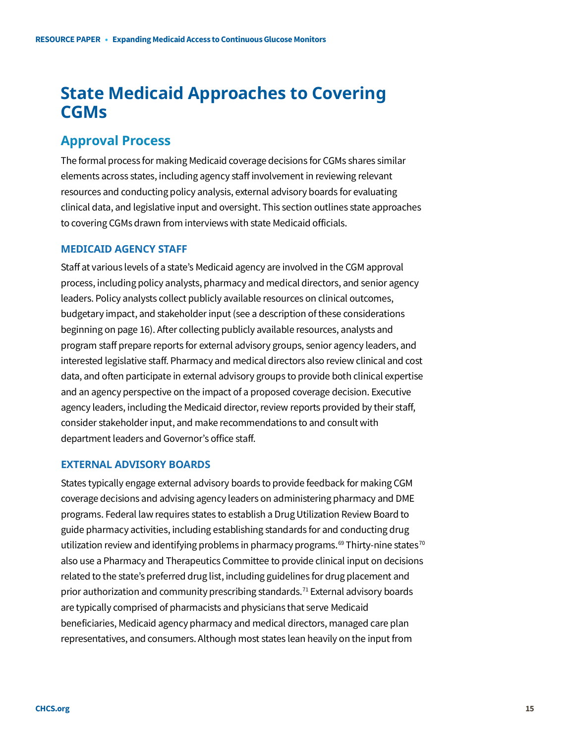# State Medicaid Approaches to Covering CGMs

## Approval Process

The formal process for making Medicaid coverage decisions for CGMs shares similar elements across states, including agency staff involvement in reviewing relevant resources and conducting policy analysis, external advisory boards for evaluating clinical data, and legislative input and oversight. This section outlines state approaches to covering CGMs drawn from interviews with state Medicaid officials.

### MEDICAID AGENCY STAFF

Staff at various levels of a state's Medicaid agency are involved in the CGM approval process, including policy analysts, pharmacy and medical directors, and senior agency leaders. Policy analysts collect publicly available resources on clinical outcomes, budgetary impact, and stakeholder input (see a description of these considerations beginning on page 16). After collecting publicly available resources, analysts and program staff prepare reports for external advisory groups, senior agency leaders, and interested legislative staff. Pharmacy and medical directors also review clinical and cost data, and often participate in external advisory groups to provide both clinical expertise and an agency perspective on the impact of a proposed coverage decision. Executive agency leaders, including the Medicaid director, review reports provided by their staff, consider stakeholder input, and make recommendations to and consult with department leaders and Governor's office staff.

### EXTERNAL ADVISORY BOARDS

States typically engage external advisory boards to provide feedback for making CGM coverage decisions and advising agency leaders on administering pharmacy and DME programs. Federal law requires states to establish a Drug Utilization Review Board to guide pharmacy activities, including establishing standards for and conducting drug utilization review and identifying problems in pharmacy programs.[69] Thirty-nine states[70] also use a Pharmacy and Therapeutics Committee to provide clinical input on decisions related to the state's preferred drug list, including guidelines for drug placement and prior authorization and community prescribing standards.[71] External advisory boards are typically comprised of pharmacists and physicians that serve Medicaid beneficiaries, Medicaid agency pharmacy and medical directors, managed care plan representatives, and consumers. Although most states lean heavily on the input from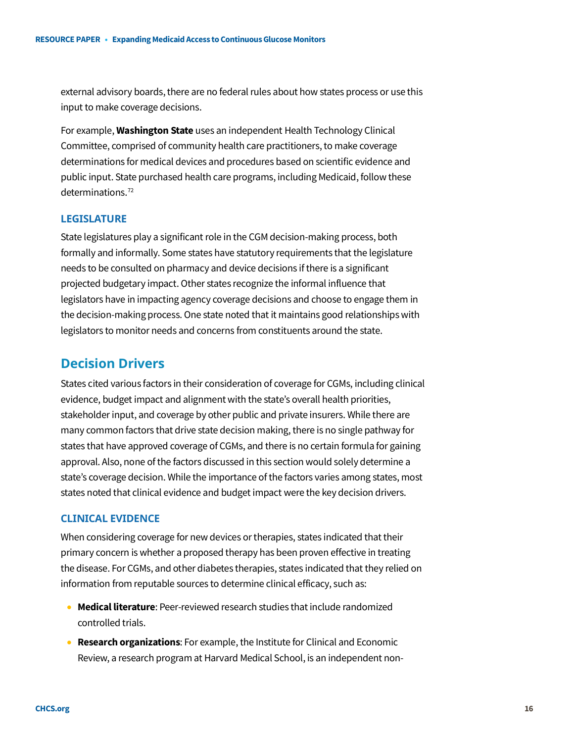external advisory boards, there are no federal rules about how states process or use this input to make coverage decisions.

For example, **Washington State** uses an independent Health Technology Clinical Committee, comprised of community health care practitioners, to make coverage determinations for medical devices and procedures based on scientific evidence and public input. State purchased health care programs, including Medicaid, follow these determinations.[72]

### LEGISLATURE

State legislatures play a significant role in the CGM decision-making process, both formally and informally. Some states have statutory requirements that the legislature needs to be consulted on pharmacy and device decisions if there is a significant projected budgetary impact. Other states recognize the informal influence that legislators have in impacting agency coverage decisions and choose to engage them in the decision-making process. One state noted that it maintains good relationships with legislators to monitor needs and concerns from constituents around the state.

## Decision Drivers

States cited various factors in their consideration of coverage for CGMs, including clinical evidence, budget impact and alignment with the state's overall health priorities, stakeholder input, and coverage by other public and private insurers. While there are many common factors that drive state decision making, there is no single pathway for states that have approved coverage of CGMs, and there is no certain formula for gaining approval. Also, none of the factors discussed in this section would solely determine a state's coverage decision. While the importance of the factors varies among states, most states noted that clinical evidence and budget impact were the key decision drivers.

### CLINICAL EVIDENCE

When considering coverage for new devices or therapies, states indicated that their primary concern is whether a proposed therapy has been proven effective in treating the disease. For CGMs, and other diabetes therapies, states indicated that they relied on information from reputable sources to determine clinical efficacy, such as:

- **Medical literature**: Peer-reviewed research studies that include randomized controlled trials.
- **Research organizations**: For example, the Institute for Clinical and Economic Review, a research program at Harvard Medical School, is an independent non-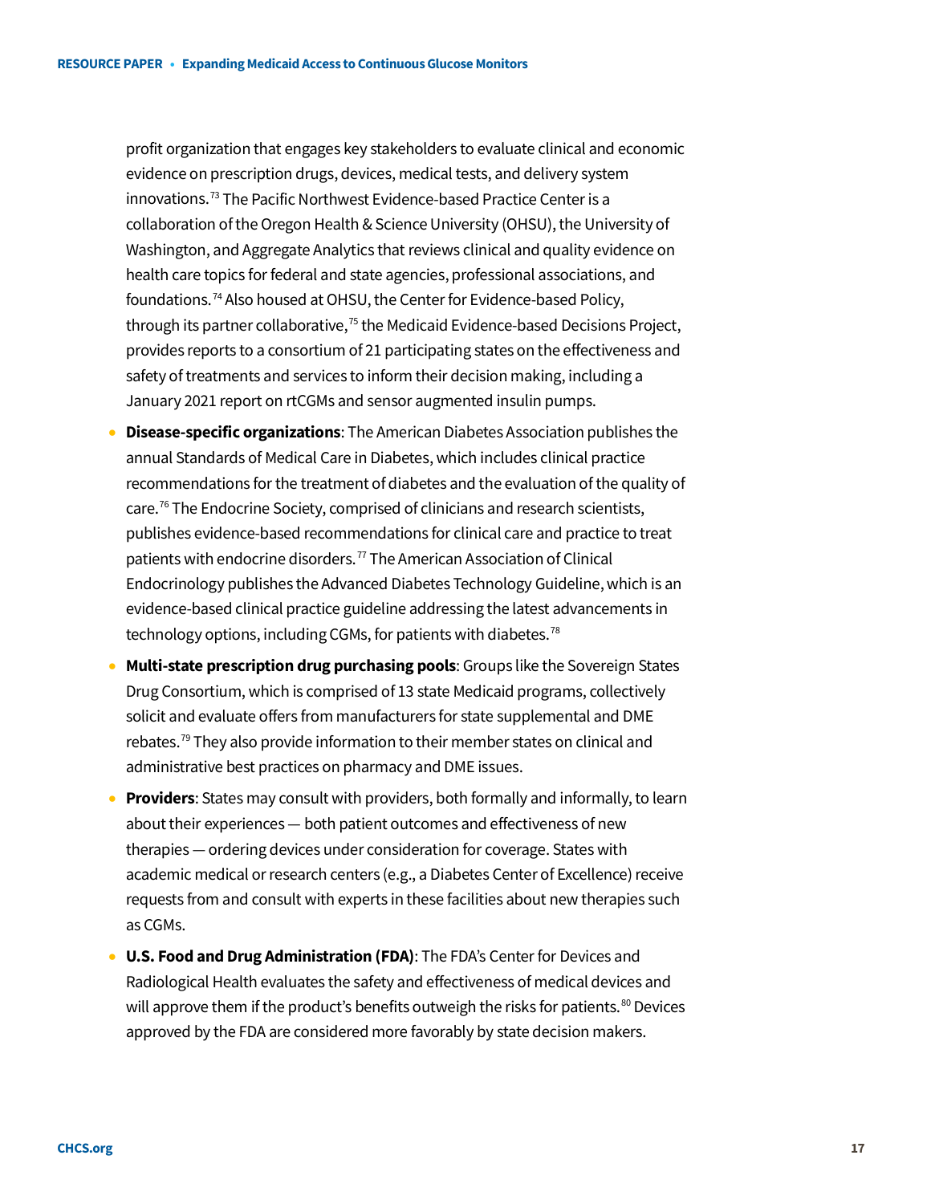profit organization that engages key stakeholders to evaluate clinical and economic evidence on prescription drugs, devices, medical tests, and delivery system innovations.[73] The Pacific Northwest Evidence-based Practice Center is a collaboration of the Oregon Health & Science University (OHSU), the University of Washington, and Aggregate Analytics that reviews clinical and quality evidence on health care topics for federal and state agencies, professional associations, and foundations.[74] Also housed at OHSU, the Center for Evidence-based Policy, through its partner collaborative,[75] the Medicaid Evidence-based Decisions Project, provides reports to a consortium of 21 participating states on the effectiveness and safety of treatments and services to inform their decision making, including a January 2021 report on rtCGMs and sensor augmented insulin pumps.

- **Disease-specific organizations**: The American Diabetes Association publishes the annual Standards of Medical Care in Diabetes, which includes clinical practice recommendations for the treatment of diabetes and the evaluation of the quality of care.[76] The Endocrine Society, comprised of clinicians and research scientists, publishes evidence-based recommendations for clinical care and practice to treat patients with endocrine disorders.[77] The American Association of Clinical Endocrinology publishes the Advanced Diabetes Technology Guideline, which is an evidence-based clinical practice guideline addressing the latest advancements in technology options, including CGMs, for patients with diabetes.[78]
- **Multi-state prescription drug purchasing pools**: Groups like the Sovereign States Drug Consortium, which is comprised of 13 state Medicaid programs, collectively solicit and evaluate offers from manufacturers for state supplemental and DME rebates.[79] They also provide information to their member states on clinical and administrative best practices on pharmacy and DME issues.
- **Providers**: States may consult with providers, both formally and informally, to learn about their experiences — both patient outcomes and effectiveness of new therapies — ordering devices under consideration for coverage. States with academic medical or research centers (e.g., a Diabetes Center of Excellence) receive requests from and consult with experts in these facilities about new therapies such as CGMs.
- **U.S. Food and Drug Administration (FDA)**: The FDA's Center for Devices and Radiological Health evaluates the safety and effectiveness of medical devices and will approve them if the product's benefits outweigh the risks for patients.[80] Devices approved by the FDA are considered more favorably by state decision makers.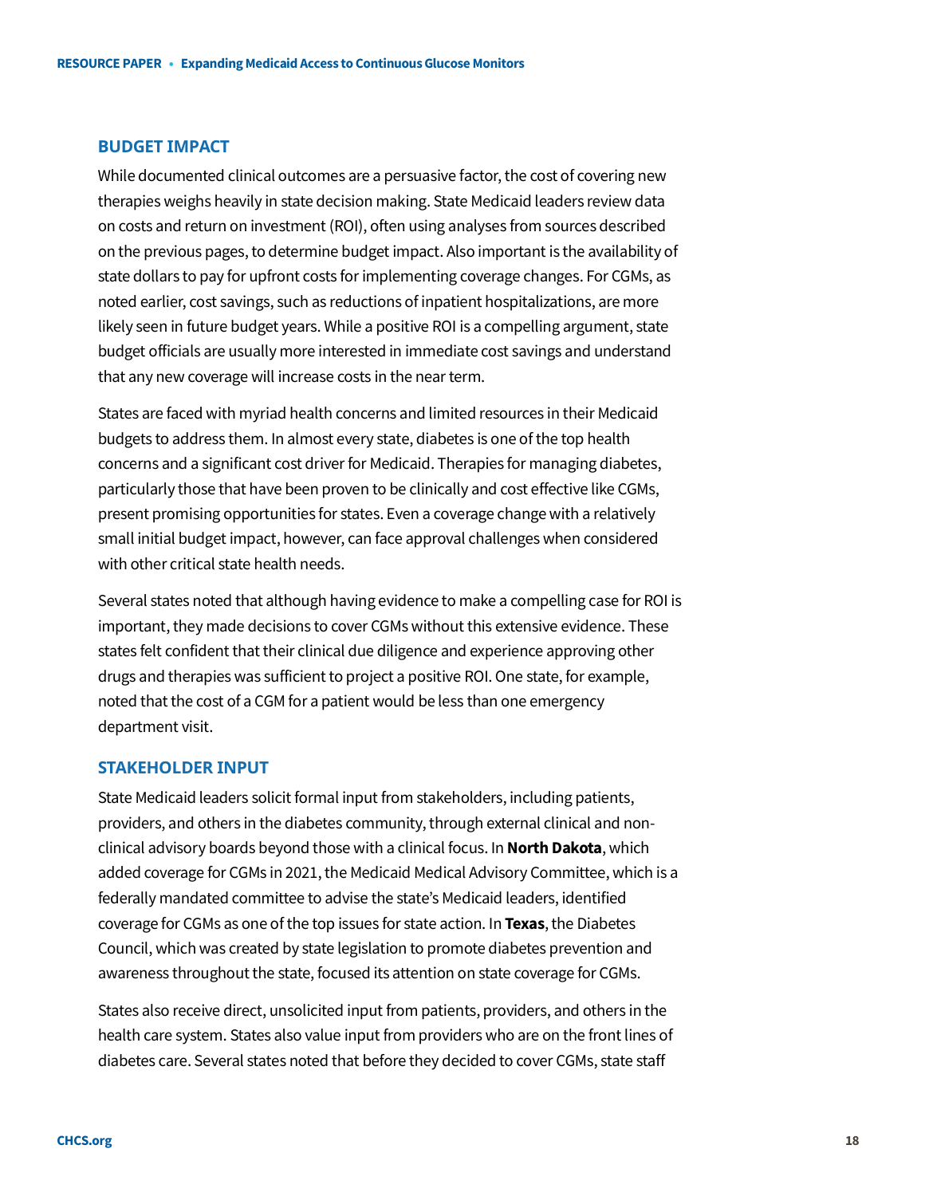## BUDGET IMPACT

While documented clinical outcomes are a persuasive factor, the cost of covering new therapies weighs heavily in state decision making. State Medicaid leaders review data on costs and return on investment (ROI), often using analyses from sources described on the previous pages, to determine budget impact. Also important is the availability of state dollars to pay for upfront costs for implementing coverage changes. For CGMs, as noted earlier, cost savings, such as reductions of inpatient hospitalizations, are more likely seen in future budget years. While a positive ROI is a compelling argument, state budget officials are usually more interested in immediate cost savings and understand that any new coverage will increase costs in the near term.

States are faced with myriad health concerns and limited resources in their Medicaid budgets to address them. In almost every state, diabetes is one of the top health concerns and a significant cost driver for Medicaid. Therapies for managing diabetes, particularly those that have been proven to be clinically and cost effective like CGMs, present promising opportunities for states. Even a coverage change with a relatively small initial budget impact, however, can face approval challenges when considered with other critical state health needs.

Several states noted that although having evidence to make a compelling case for ROI is important, they made decisions to cover CGMs without this extensive evidence. These states felt confident that their clinical due diligence and experience approving other drugs and therapies was sufficient to project a positive ROI. One state, for example, noted that the cost of a CGM for a patient would be less than one emergency department visit.

## STAKEHOLDER INPUT

State Medicaid leaders solicit formal input from stakeholders, including patients, providers, and others in the diabetes community, through external clinical and non-clinical advisory boards beyond those with a clinical focus. In **North Dakota**, which added coverage for CGMs in 2021, the Medicaid Medical Advisory Committee, which is a federally mandated committee to advise the state's Medicaid leaders, identified coverage for CGMs as one of the top issues for state action. In **Texas**, the Diabetes Council, which was created by state legislation to promote diabetes prevention and awareness throughout the state, focused its attention on state coverage for CGMs.

States also receive direct, unsolicited input from patients, providers, and others in the health care system. States also value input from providers who are on the front lines of diabetes care. Several states noted that before they decided to cover CGMs, state staff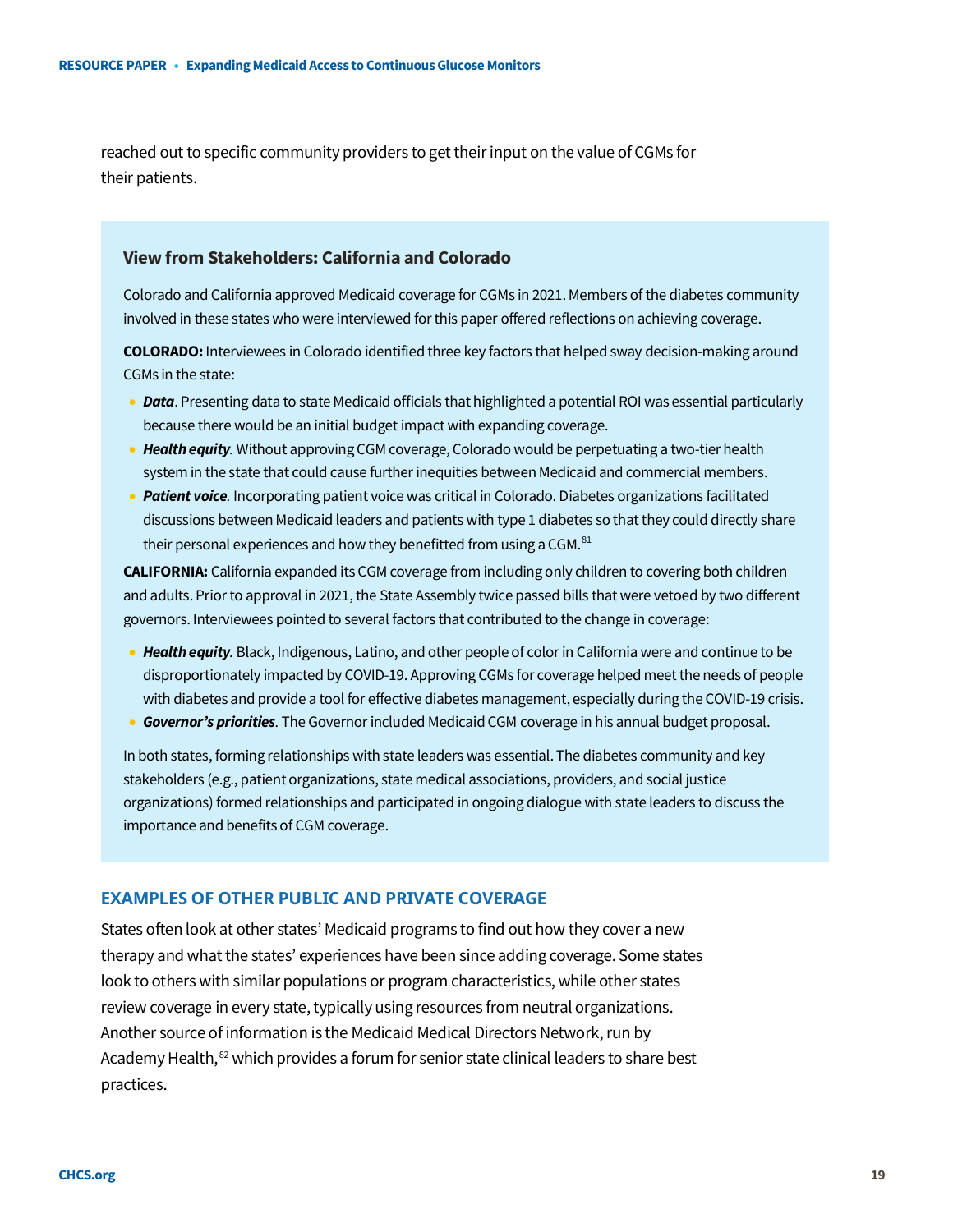reached out to specific community providers to get their input on the value of CGMs for their patients.

### View from Stakeholders: California and Colorado

Colorado and California approved Medicaid coverage for CGMs in 2021. Members of the diabetes community involved in these states who were interviewed for this paper offered reflections on achieving coverage.

**COLORADO:** Interviewees in Colorado identified three key factors that helped sway decision-making around CGMs in the state:

- ***Data***. Presenting data to state Medicaid officials that highlighted a potential ROI was essential particularly because there would be an initial budget impact with expanding coverage.
- ***Health equity***. Without approving CGM coverage, Colorado would be perpetuating a two-tier health system in the state that could cause further inequities between Medicaid and commercial members.
- ***Patient voice***. Incorporating patient voice was critical in Colorado. Diabetes organizations facilitated discussions between Medicaid leaders and patients with type 1 diabetes so that they could directly share their personal experiences and how they benefitted from using a CGM.[81]

**CALIFORNIA:** California expanded its CGM coverage from including only children to covering both children and adults. Prior to approval in 2021, the State Assembly twice passed bills that were vetoed by two different governors. Interviewees pointed to several factors that contributed to the change in coverage:

- ***Health equity***. Black, Indigenous, Latino, and other people of color in California were and continue to be disproportionately impacted by COVID-19. Approving CGMs for coverage helped meet the needs of people with diabetes and provide a tool for effective diabetes management, especially during the COVID-19 crisis.
- ***Governor's priorities***. The Governor included Medicaid CGM coverage in his annual budget proposal.

In both states, forming relationships with state leaders was essential. The diabetes community and key stakeholders (e.g., patient organizations, state medical associations, providers, and social justice organizations) formed relationships and participated in ongoing dialogue with state leaders to discuss the importance and benefits of CGM coverage.

## EXAMPLES OF OTHER PUBLIC AND PRIVATE COVERAGE

States often look at other states' Medicaid programs to find out how they cover a new therapy and what the states' experiences have been since adding coverage. Some states look to others with similar populations or program characteristics, while other states review coverage in every state, typically using resources from neutral organizations. Another source of information is the Medicaid Medical Directors Network, run by Academy Health,[82] which provides a forum for senior state clinical leaders to share best practices.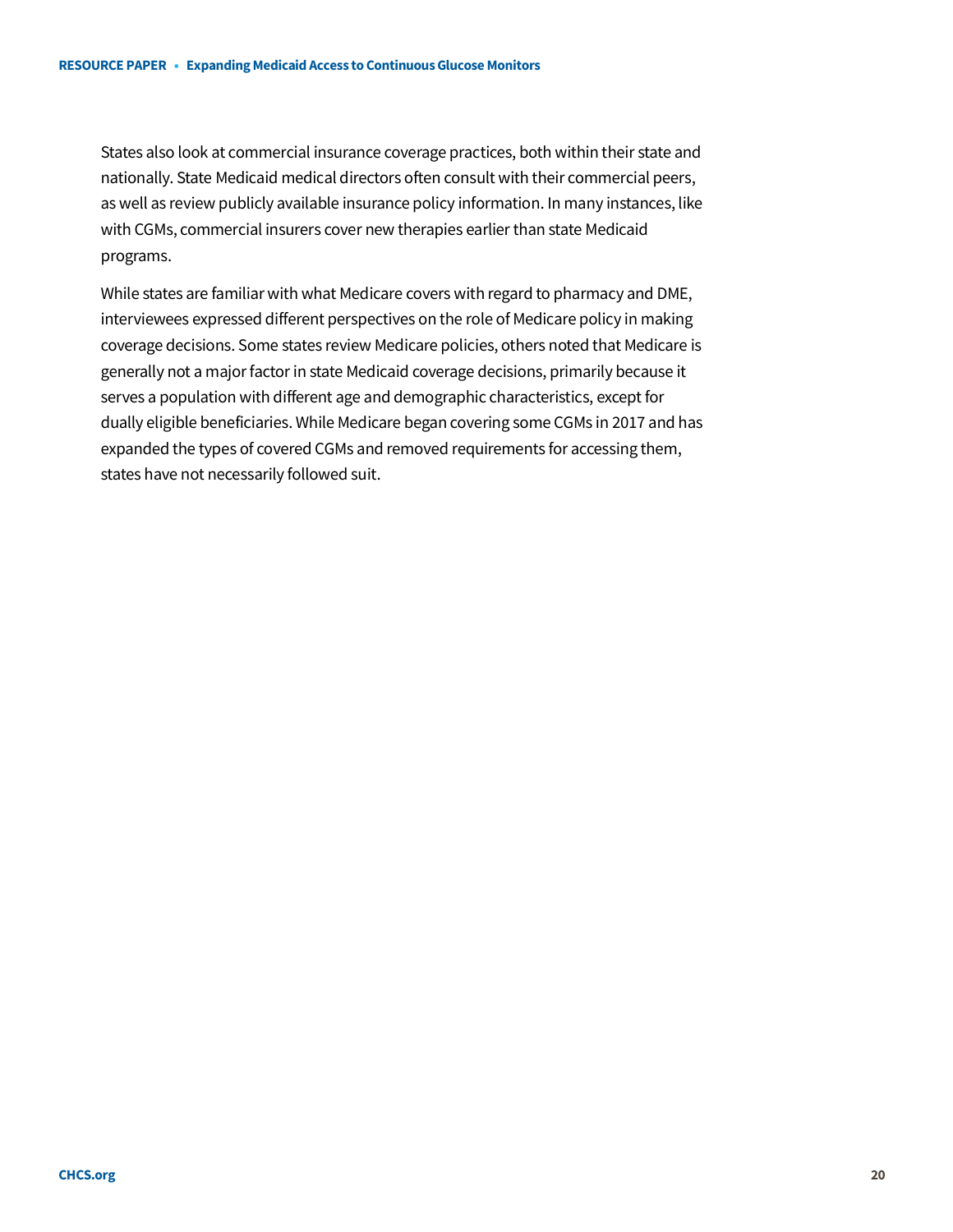States also look at commercial insurance coverage practices, both within their state and nationally. State Medicaid medical directors often consult with their commercial peers, as well as review publicly available insurance policy information. In many instances, like with CGMs, commercial insurers cover new therapies earlier than state Medicaid programs.

While states are familiar with what Medicare covers with regard to pharmacy and DME, interviewees expressed different perspectives on the role of Medicare policy in making coverage decisions. Some states review Medicare policies, others noted that Medicare is generally not a major factor in state Medicaid coverage decisions, primarily because it serves a population with different age and demographic characteristics, except for dually eligible beneficiaries. While Medicare began covering some CGMs in 2017 and has expanded the types of covered CGMs and removed requirements for accessing them, states have not necessarily followed suit.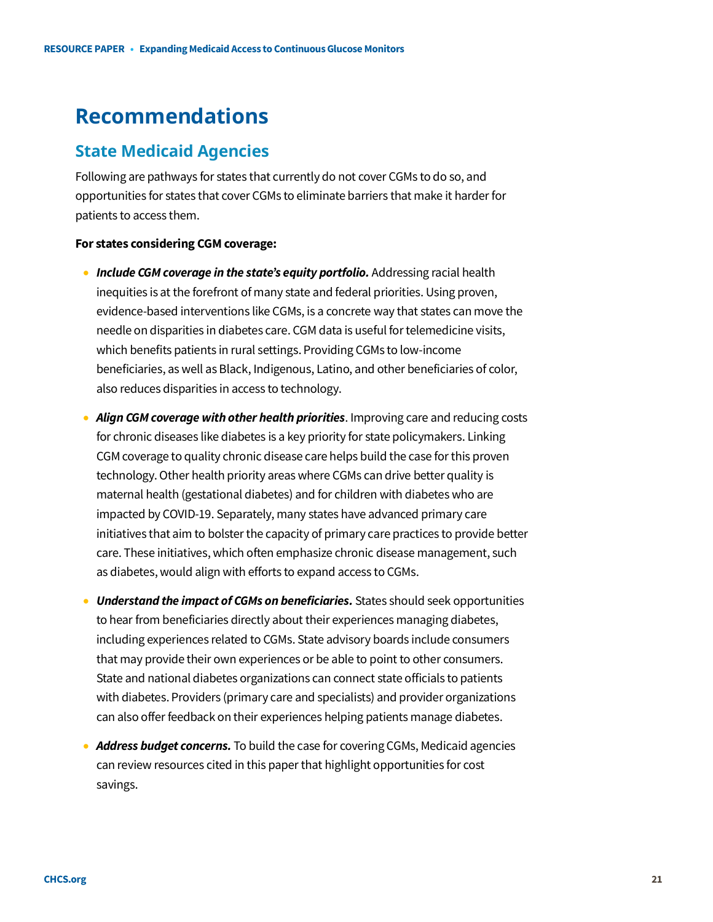# Recommendations

## State Medicaid Agencies

Following are pathways for states that currently do not cover CGMs to do so, and opportunities for states that cover CGMs to eliminate barriers that make it harder for patients to access them.

**For states considering CGM coverage:**

- ***Include CGM coverage in the state's equity portfolio.*** Addressing racial health inequities is at the forefront of many state and federal priorities. Using proven, evidence-based interventions like CGMs, is a concrete way that states can move the needle on disparities in diabetes care. CGM data is useful for telemedicine visits, which benefits patients in rural settings. Providing CGMs to low-income beneficiaries, as well as Black, Indigenous, Latino, and other beneficiaries of color, also reduces disparities in access to technology.

- ***Align CGM coverage with other health priorities***. Improving care and reducing costs for chronic diseases like diabetes is a key priority for state policymakers. Linking CGM coverage to quality chronic disease care helps build the case for this proven technology. Other health priority areas where CGMs can drive better quality is maternal health (gestational diabetes) and for children with diabetes who are impacted by COVID-19. Separately, many states have advanced primary care initiatives that aim to bolster the capacity of primary care practices to provide better care. These initiatives, which often emphasize chronic disease management, such as diabetes, would align with efforts to expand access to CGMs.

- ***Understand the impact of CGMs on beneficiaries.*** States should seek opportunities to hear from beneficiaries directly about their experiences managing diabetes, including experiences related to CGMs. State advisory boards include consumers that may provide their own experiences or be able to point to other consumers. State and national diabetes organizations can connect state officials to patients with diabetes. Providers (primary care and specialists) and provider organizations can also offer feedback on their experiences helping patients manage diabetes.

- ***Address budget concerns.*** To build the case for covering CGMs, Medicaid agencies can review resources cited in this paper that highlight opportunities for cost savings.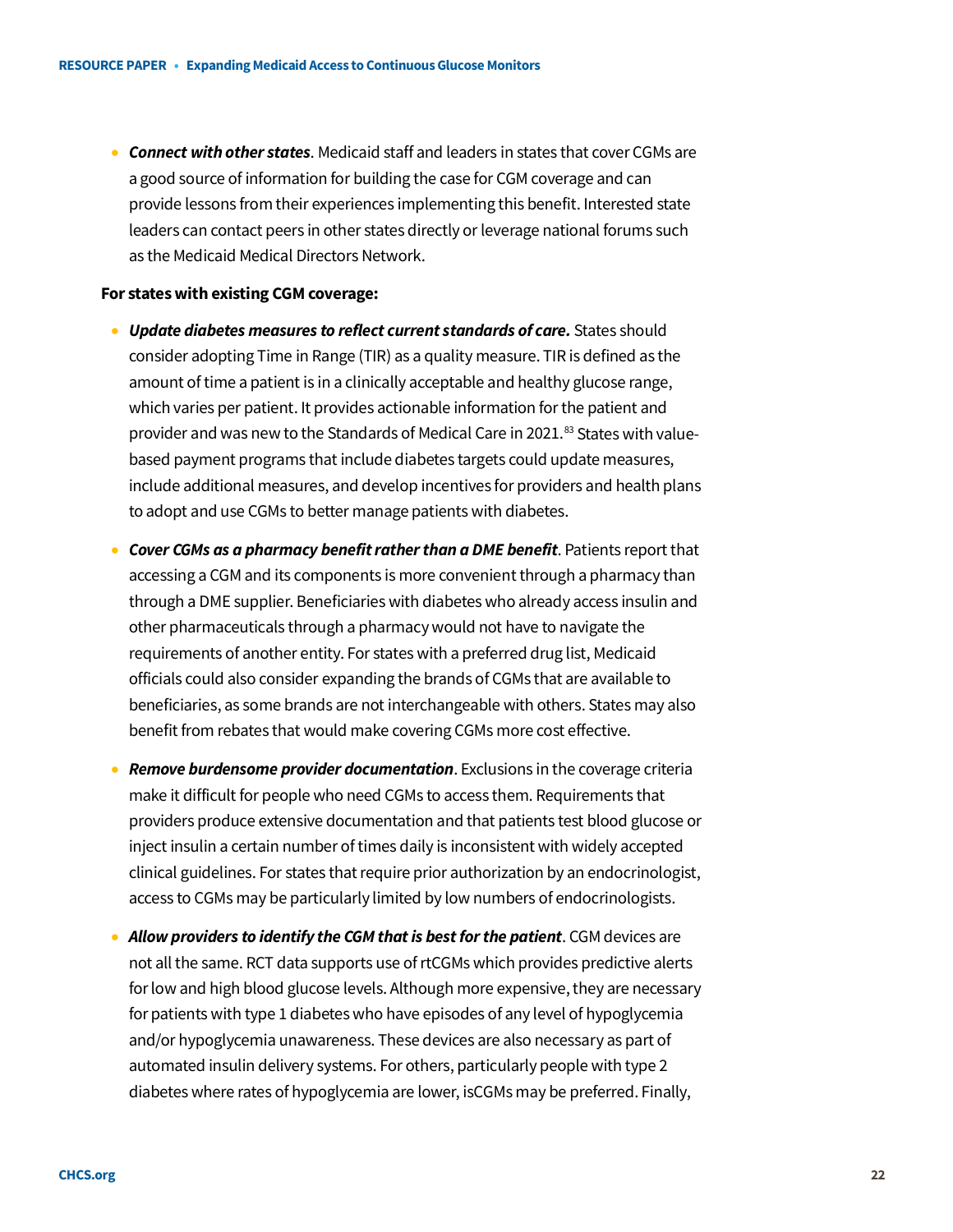- ***Connect with other states***. Medicaid staff and leaders in states that cover CGMs are a good source of information for building the case for CGM coverage and can provide lessons from their experiences implementing this benefit. Interested state leaders can contact peers in other states directly or leverage national forums such as the Medicaid Medical Directors Network.

**For states with existing CGM coverage:**

- ***Update diabetes measures to reflect current standards of care.*** States should consider adopting Time in Range (TIR) as a quality measure. TIR is defined as the amount of time a patient is in a clinically acceptable and healthy glucose range, which varies per patient. It provides actionable information for the patient and provider and was new to the Standards of Medical Care in 2021.[83] States with value-based payment programs that include diabetes targets could update measures, include additional measures, and develop incentives for providers and health plans to adopt and use CGMs to better manage patients with diabetes.

- ***Cover CGMs as a pharmacy benefit rather than a DME benefit***. Patients report that accessing a CGM and its components is more convenient through a pharmacy than through a DME supplier. Beneficiaries with diabetes who already access insulin and other pharmaceuticals through a pharmacy would not have to navigate the requirements of another entity. For states with a preferred drug list, Medicaid officials could also consider expanding the brands of CGMs that are available to beneficiaries, as some brands are not interchangeable with others. States may also benefit from rebates that would make covering CGMs more cost effective.

- ***Remove burdensome provider documentation***. Exclusions in the coverage criteria make it difficult for people who need CGMs to access them. Requirements that providers produce extensive documentation and that patients test blood glucose or inject insulin a certain number of times daily is inconsistent with widely accepted clinical guidelines. For states that require prior authorization by an endocrinologist, access to CGMs may be particularly limited by low numbers of endocrinologists.

- ***Allow providers to identify the CGM that is best for the patient***. CGM devices are not all the same. RCT data supports use of rtCGMs which provides predictive alerts for low and high blood glucose levels. Although more expensive, they are necessary for patients with type 1 diabetes who have episodes of any level of hypoglycemia and/or hypoglycemia unawareness. These devices are also necessary as part of automated insulin delivery systems. For others, particularly people with type 2 diabetes where rates of hypoglycemia are lower, isCGMs may be preferred. Finally,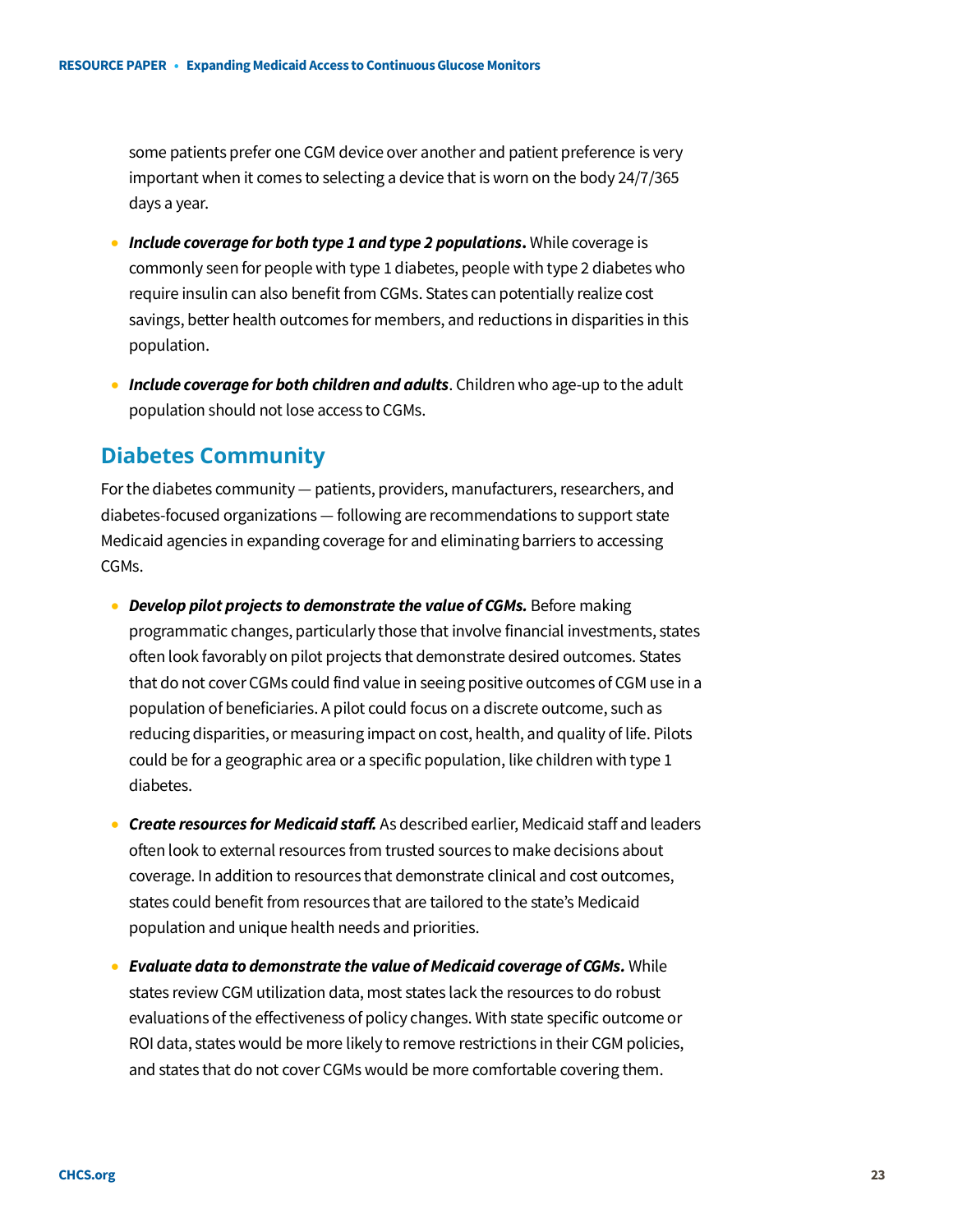some patients prefer one CGM device over another and patient preference is very important when it comes to selecting a device that is worn on the body 24/7/365 days a year.

- ***Include coverage for both type 1 and type 2 populations.*** While coverage is commonly seen for people with type 1 diabetes, people with type 2 diabetes who require insulin can also benefit from CGMs. States can potentially realize cost savings, better health outcomes for members, and reductions in disparities in this population.
- ***Include coverage for both children and adults***. Children who age-up to the adult population should not lose access to CGMs.

## Diabetes Community

For the diabetes community — patients, providers, manufacturers, researchers, and diabetes-focused organizations — following are recommendations to support state Medicaid agencies in expanding coverage for and eliminating barriers to accessing CGMs.

- ***Develop pilot projects to demonstrate the value of CGMs.*** Before making programmatic changes, particularly those that involve financial investments, states often look favorably on pilot projects that demonstrate desired outcomes. States that do not cover CGMs could find value in seeing positive outcomes of CGM use in a population of beneficiaries. A pilot could focus on a discrete outcome, such as reducing disparities, or measuring impact on cost, health, and quality of life. Pilots could be for a geographic area or a specific population, like children with type 1 diabetes.
- ***Create resources for Medicaid staff.*** As described earlier, Medicaid staff and leaders often look to external resources from trusted sources to make decisions about coverage. In addition to resources that demonstrate clinical and cost outcomes, states could benefit from resources that are tailored to the state's Medicaid population and unique health needs and priorities.
- ***Evaluate data to demonstrate the value of Medicaid coverage of CGMs.*** While states review CGM utilization data, most states lack the resources to do robust evaluations of the effectiveness of policy changes. With state specific outcome or ROI data, states would be more likely to remove restrictions in their CGM policies, and states that do not cover CGMs would be more comfortable covering them.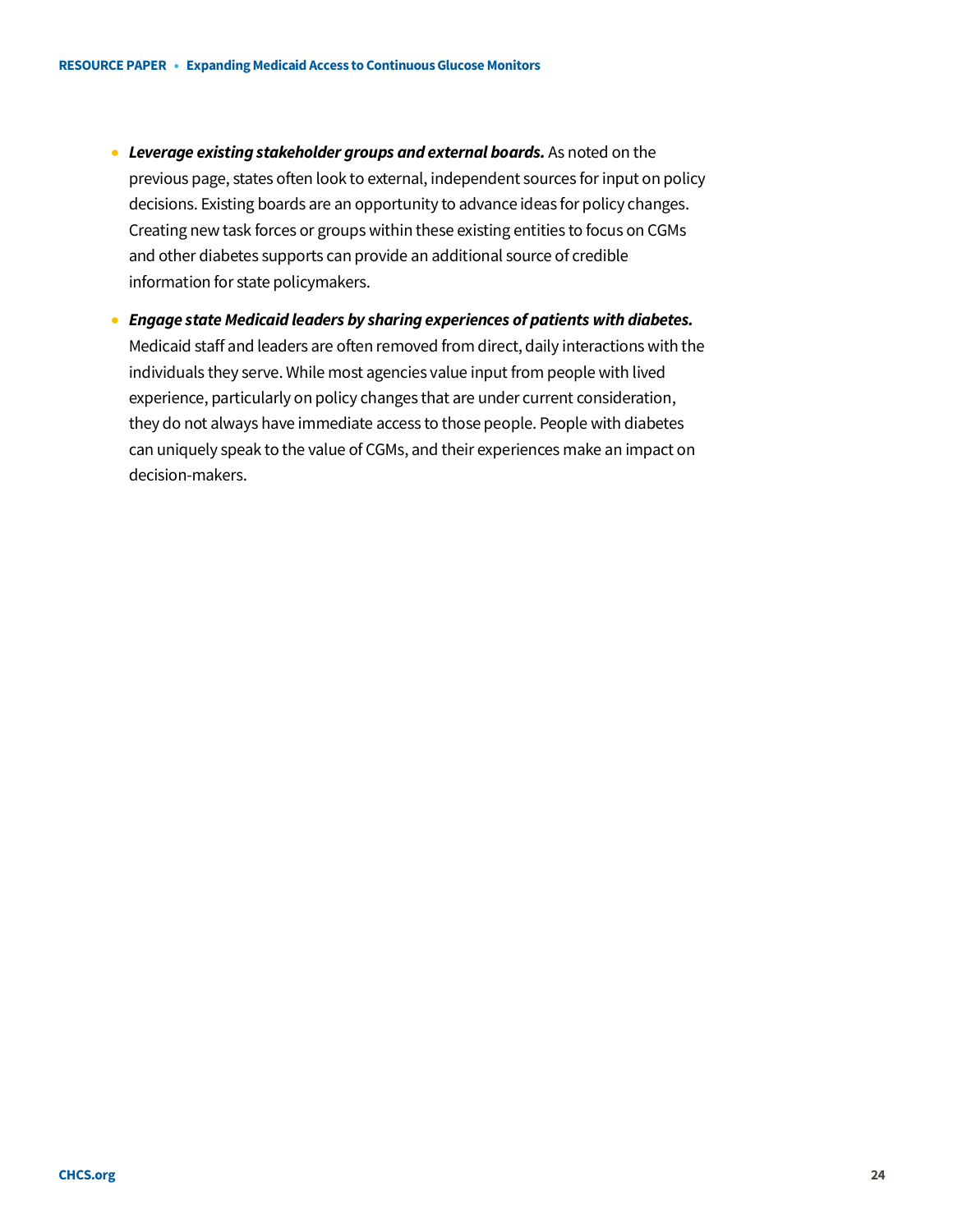- ***Leverage existing stakeholder groups and external boards.*** As noted on the previous page, states often look to external, independent sources for input on policy decisions. Existing boards are an opportunity to advance ideas for policy changes. Creating new task forces or groups within these existing entities to focus on CGMs and other diabetes supports can provide an additional source of credible information for state policymakers.
- ***Engage state Medicaid leaders by sharing experiences of patients with diabetes.*** Medicaid staff and leaders are often removed from direct, daily interactions with the individuals they serve. While most agencies value input from people with lived experience, particularly on policy changes that are under current consideration, they do not always have immediate access to those people. People with diabetes can uniquely speak to the value of CGMs, and their experiences make an impact on decision-makers.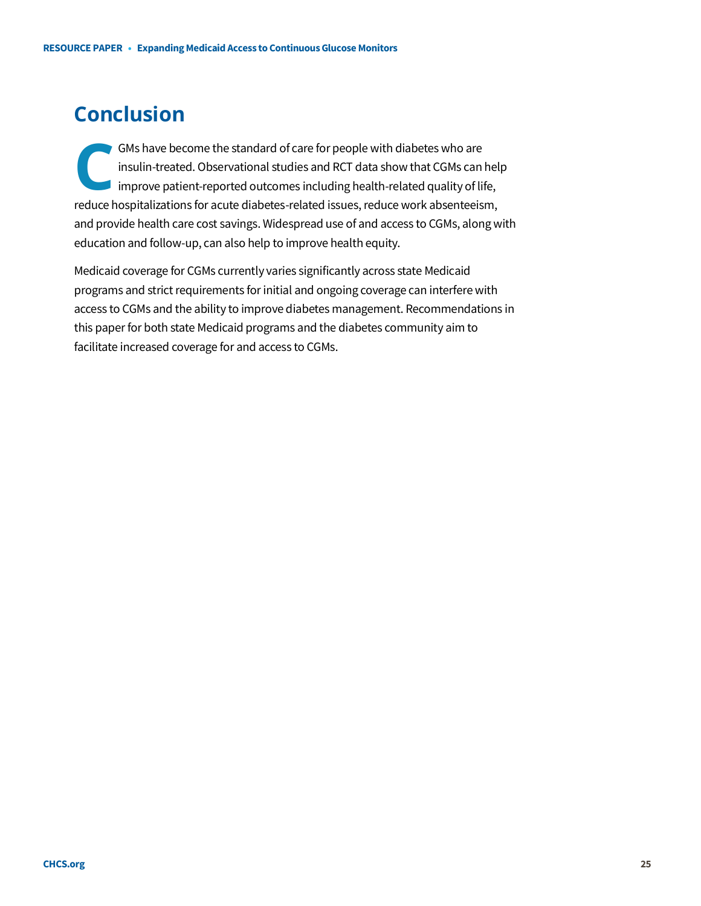# Conclusion

CGMs have become the standard of care for people with diabetes who are insulin-treated. Observational studies and RCT data show that CGMs can help improve patient-reported outcomes including health-related quality of life, reduce hospitalizations for acute diabetes-related issues, reduce work absenteeism, and provide health care cost savings. Widespread use of and access to CGMs, along with education and follow-up, can also help to improve health equity.

Medicaid coverage for CGMs currently varies significantly across state Medicaid programs and strict requirements for initial and ongoing coverage can interfere with access to CGMs and the ability to improve diabetes management. Recommendations in this paper for both state Medicaid programs and the diabetes community aim to facilitate increased coverage for and access to CGMs.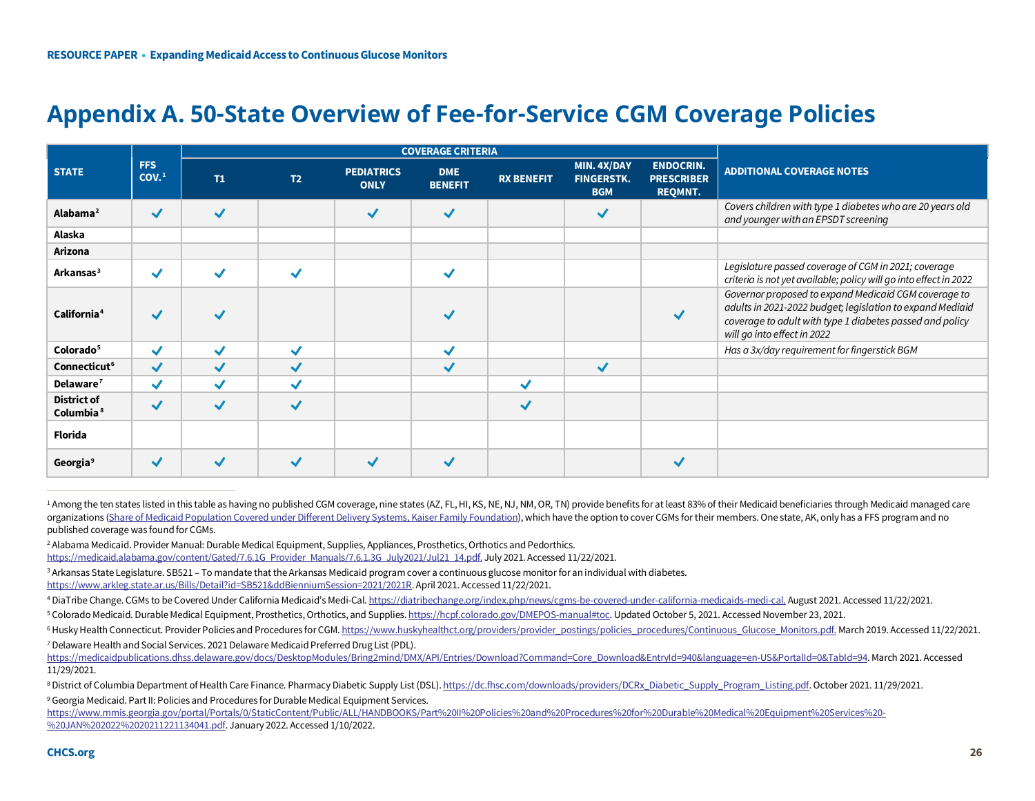# Appendix A. 50-State Overview of Fee-for-Service CGM Coverage Policies

| STATE | FFS COV.[1] | COVERAGE CRITERIA | | | | | | | ADDITIONAL COVERAGE NOTES |
|---|---|---|---|---|---|---|---|---|---|
| | | T1 | T2 | PEDIATRICS ONLY | DME BENEFIT | RX BENEFIT | MIN. 4X/DAY FINGERSTK. BGM | ENDOCRIN. PRESCRIBER REQMNT. | |
| **Alabama**[2] | ✓ | ✓ | | ✓ | ✓ | | ✓ | | *Covers children with type 1 diabetes who are 20 years old and younger with an EPSDT screening* |
| **Alaska** | | | | | | | | | |
| **Arizona** | | | | | | | | | |
| **Arkansas**[3] | ✓ | ✓ | ✓ | | ✓ | | | | *Legislature passed coverage of CGM in 2021; coverage criteria is not yet available; policy will go into effect in 2022* |
| **California**[4] | ✓ | ✓ | | | ✓ | | | ✓ | *Governor proposed to expand Medicaid CGM coverage to adults in 2021-2022 budget; legislation to expand Mediaid coverage to adult with type 1 diabetes passed and policy will go into effect in 2022* |
| **Colorado**[5] | ✓ | ✓ | ✓ | | ✓ | | | | *Has a 3x/day requirement for fingerstick BGM* |
| **Connecticut**[6] | ✓ | ✓ | ✓ | | ✓ | | ✓ | | |
| **Delaware**[7] | ✓ | ✓ | ✓ | | | ✓ | | | |
| **District of Columbia**[8] | ✓ | ✓ | ✓ | | | ✓ | | | |
| **Florida** | | | | | | | | | |
| **Georgia**[9] | ✓ | ✓ | ✓ | ✓ | ✓ | | | ✓ | |

[1] Among the ten states listed in this table as having no published CGM coverage, nine states (AZ, FL, HI, KS, NE, NJ, NM, OR, TN) provide benefits for at least 83% of their Medicaid beneficiaries through Medicaid managed care organizations (Share of Medicaid Population Covered under Different Delivery Systems, Kaiser Family Foundation), which have the option to cover CGMs for their members. One state, AK, only has a FFS program and no published coverage was found for CGMs.

[2] Alabama Medicaid. Provider Manual: Durable Medical Equipment, Supplies, Appliances, Prosthetics, Orthotics and Pedorthics. https://medicaid.alabama.gov/content/Gated/7.6.1G_Provider_Manuals/7.6.1.3G_July2021/Jul21_14.pdf. July 2021. Accessed 11/22/2021.

[3] Arkansas State Legislature. SB521 – To mandate that the Arkansas Medicaid program cover a continuous glucose monitor for an individual with diabetes. https://www.arkleg.state.ar.us/Bills/Detail?id=SB521&ddBienniumSession=2021/2021R. April 2021. Accessed 11/22/2021.

[4] DiaTribe Change. CGMs to be Covered Under California Medicaid's Medi-Cal. https://diatribechange.org/index.php/news/cgms-be-covered-under-california-medicaids-medi-cal. August 2021. Accessed 11/22/2021.

[5] Colorado Medicaid. Durable Medical Equipment, Prosthetics, Orthotics, and Supplies. https://hcpf.colorado.gov/DMEPOS-manual#toc. Updated October 5, 2021. Accessed November 23, 2021.

[6] Husky Health Connecticut. Provider Policies and Procedures for CGM. https://www.huskyhealthct.org/providers/provider_postings/policies_procedures/Continuous_Glucose_Monitors.pdf. March 2019. Accessed 11/22/2021.

[7] Delaware Health and Social Services. 2021 Delaware Medicaid Preferred Drug List (PDL). https://medicaidpublications.dhss.delaware.gov/docs/DesktopModules/Bring2mind/DMX/API/Entries/Download?Command=Core_Download&EntryId=940&language=en-US&PortalId=0&TabId=94. March 2021. Accessed 11/29/2021.

[8] District of Columbia Department of Health Care Finance. Pharmacy Diabetic Supply List (DSL). https://dc.fhsc.com/downloads/providers/DCRx_Diabetic_Supply_Program_Listing.pdf. October 2021. 11/29/2021.

[9] Georgia Medicaid. Part II: Policies and Procedures for Durable Medical Equipment Services. https://www.mmis.georgia.gov/portal/Portals/0/StaticContent/Public/ALL/HANDBOOKS/Part%20II%20Policies%20and%20Procedures%20for%20Durable%20Medical%20Equipment%20Services%20-%20JAN%202022%2020211221134041.pdf. January 2022. Accessed 1/10/2022.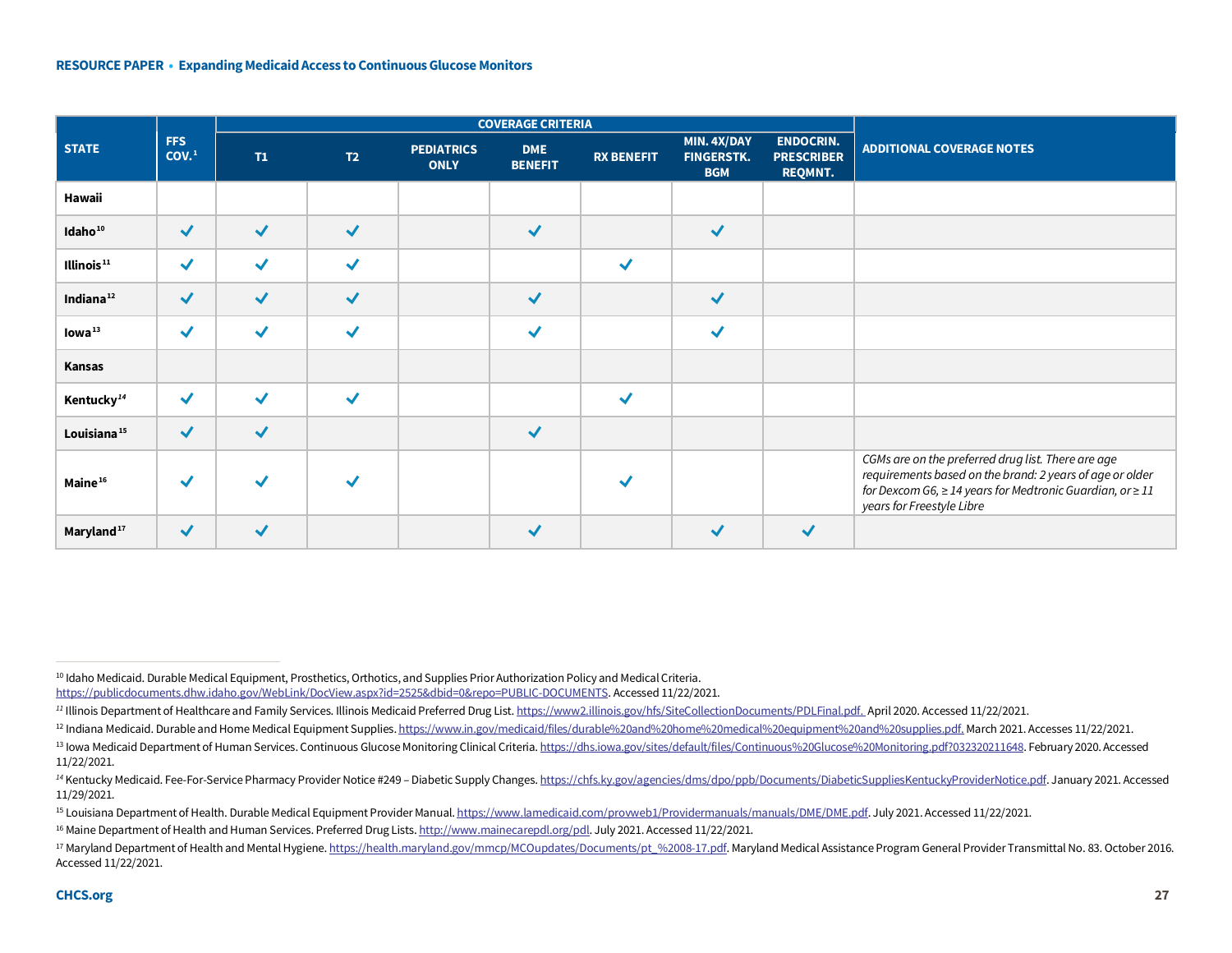| STATE | FFS COV.[1] | COVERAGE CRITERIA | | | | | | | ADDITIONAL COVERAGE NOTES |
|---|---|---|---|---|---|---|---|---|---|
| | | T1 | T2 | PEDIATRICS ONLY | DME BENEFIT | RX BENEFIT | MIN. 4X/DAY FINGERSTK. BGM | ENDOCRIN. PRESCRIBER REQMNT. | |
| **Hawaii** | | | | | | | | | |
| **Idaho**[10] | ✓ | ✓ | ✓ | | ✓ | | ✓ | | |
| **Illinois**[11] | ✓ | ✓ | ✓ | | | ✓ | | | |
| **Indiana**[12] | ✓ | ✓ | ✓ | | ✓ | | ✓ | | |
| **Iowa**[13] | ✓ | ✓ | ✓ | | ✓ | | ✓ | | |
| **Kansas** | | | | | | | | | |
| **Kentucky**[14] | ✓ | ✓ | ✓ | | | ✓ | | | |
| **Louisiana**[15] | ✓ | ✓ | | | ✓ | | | | |
| **Maine**[16] | ✓ | ✓ | ✓ | | | ✓ | | | *CGMs are on the preferred drug list. There are age requirements based on the brand: 2 years of age or older for Dexcom G6, ≥ 14 years for Medtronic Guardian, or ≥ 11 years for Freestyle Libre* |
| **Maryland**[17] | ✓ | ✓ | | | ✓ | | ✓ | ✓ | |

[10] Idaho Medicaid. Durable Medical Equipment, Prosthetics, Orthotics, and Supplies Prior Authorization Policy and Medical Criteria. https://publicdocuments.dhw.idaho.gov/WebLink/DocView.aspx?id=2525&dbid=0&repo=PUBLIC-DOCUMENTS. Accessed 11/22/2021.

[11] Illinois Department of Healthcare and Family Services. Illinois Medicaid Preferred Drug List. https://www2.illinois.gov/hfs/SiteCollectionDocuments/PDLFinal.pdf. April 2020. Accessed 11/22/2021.

[12] Indiana Medicaid. Durable and Home Medical Equipment Supplies. https://www.in.gov/medicaid/files/durable%20and%20home%20medical%20equipment%20and%20supplies.pdf. March 2021. Accesses 11/22/2021.

[13] Iowa Medicaid Department of Human Services. Continuous Glucose Monitoring Clinical Criteria. https://dhs.iowa.gov/sites/default/files/Continuous%20Glucose%20Monitoring.pdf?032320211648. February 2020. Accessed 11/22/2021.

[14] Kentucky Medicaid. Fee-For-Service Pharmacy Provider Notice #249 – Diabetic Supply Changes. https://chfs.ky.gov/agencies/dms/dpo/ppb/Documents/DiabeticSuppliesKentuckyProviderNotice.pdf. January 2021. Accessed 11/29/2021.

[15] Louisiana Department of Health. Durable Medical Equipment Provider Manual. https://www.lamedicaid.com/provweb1/Providermanuals/manuals/DME/DME.pdf. July 2021. Accessed 11/22/2021.

[16] Maine Department of Health and Human Services. Preferred Drug Lists. http://www.mainecarepdl.org/pdl. July 2021. Accessed 11/22/2021.

[17] Maryland Department of Health and Mental Hygiene. https://health.maryland.gov/mmcp/MCOupdates/Documents/pt_%2008-17.pdf. Maryland Medical Assistance Program General Provider Transmittal No. 83. October 2016. Accessed 11/22/2021.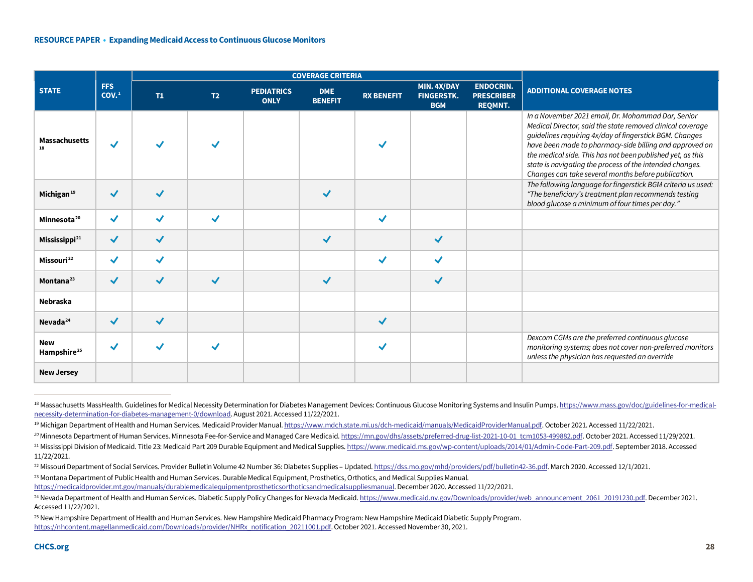| STATE | FFS COV.[1] | COVERAGE CRITERIA | | | | | | | ADDITIONAL COVERAGE NOTES |
|---|---|---|---|---|---|---|---|---|---|
| | | T1 | T2 | PEDIATRICS ONLY | DME BENEFIT | RX BENEFIT | MIN. 4X/DAY FINGERSTK. BGM | ENDOCRIN. PRESCRIBER REQMNT. | |
| **Massachusetts**[18] | ✓ | ✓ | ✓ | | | ✓ | | | *In a November 2021 email, Dr. Mohammad Dar, Senior Medical Director, said the state removed clinical coverage guidelines requiring 4x/day of fingerstick BGM. Changes have been made to pharmacy-side billing and approved on the medical side. This has not been published yet, as this state is navigating the process of the intended changes. Changes can take several months before publication.* |
| **Michigan**[19] | ✓ | ✓ | | | ✓ | | | | *The following language for fingerstick BGM criteria us used: "The beneficiary's treatment plan recommends testing blood glucose a minimum of four times per day."* |
| **Minnesota**[20] | ✓ | ✓ | ✓ | | | ✓ | | | |
| **Mississippi**[21] | ✓ | ✓ | | | ✓ | | ✓ | | |
| **Missouri**[22] | ✓ | ✓ | | | | ✓ | ✓ | | |
| **Montana**[23] | ✓ | ✓ | ✓ | | ✓ | | ✓ | | |
| **Nebraska** | | | | | | | | | |
| **Nevada**[24] | ✓ | ✓ | | | | ✓ | | | |
| **New Hampshire**[25] | ✓ | ✓ | ✓ | | | ✓ | | | *Dexcom CGMs are the preferred continuous glucose monitoring systems; does not cover non-preferred monitors unless the physician has requested an override* |
| **New Jersey** | | | | | | | | | |

[18] Massachusetts MassHealth. Guidelines for Medical Necessity Determination for Diabetes Management Devices: Continuous Glucose Monitoring Systems and Insulin Pumps. https://www.mass.gov/doc/guidelines-for-medical-necessity-determination-for-diabetes-management-0/download. August 2021. Accessed 11/22/2021.

[19] Michigan Department of Health and Human Services. Medicaid Provider Manual. https://www.mdch.state.mi.us/dch-medicaid/manuals/MedicaidProviderManual.pdf. October 2021. Accessed 11/22/2021.

[20] Minnesota Department of Human Services. Minnesota Fee-for-Service and Managed Care Medicaid. https://mn.gov/dhs/assets/preferred-drug-list-2021-10-01_tcm1053-499882.pdf. October 2021. Accessed 11/29/2021.

[21] Mississippi Division of Medicaid. Title 23: Medicaid Part 209 Durable Equipment and Medical Supplies. https://www.medicaid.ms.gov/wp-content/uploads/2014/01/Admin-Code-Part-209.pdf. September 2018. Accessed 11/22/2021.

[22] Missouri Department of Social Services. Provider Bulletin Volume 42 Number 36: Diabetes Supplies – Updated. https://dss.mo.gov/mhd/providers/pdf/bulletin42-36.pdf. March 2020. Accessed 12/1/2021.

[23] Montana Department of Public Health and Human Services. Durable Medical Equipment, Prosthetics, Orthotics, and Medical Supplies Manual. https://medicaidprovider.mt.gov/manuals/durablemedicalequipmentprostheticsorthoticsandmedicalsuppliesmanual. December 2020. Accessed 11/22/2021.

[24] Nevada Department of Health and Human Services. Diabetic Supply Policy Changes for Nevada Medicaid. https://www.medicaid.nv.gov/Downloads/provider/web_announcement_2061_20191230.pdf. December 2021. Accessed 11/22/2021.

[25] New Hampshire Department of Health and Human Services. New Hampshire Medicaid Pharmacy Program: New Hampshire Medicaid Diabetic Supply Program. https://nhcontent.magellanmedicaid.com/Downloads/provider/NHRx_notification_20211001.pdf. October 2021. Accessed November 30, 2021.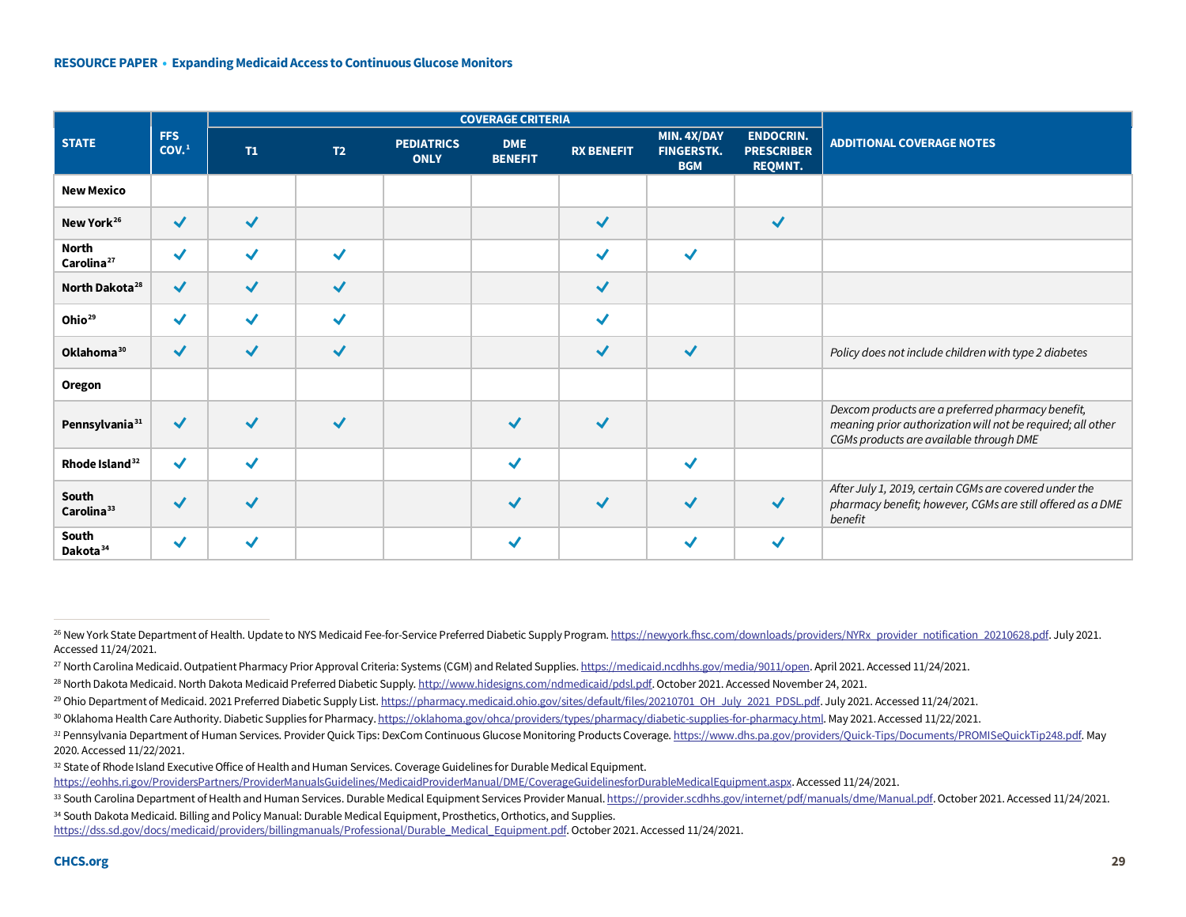| STATE | FFS COV.[1] | COVERAGE CRITERIA | | | | | | | ADDITIONAL COVERAGE NOTES |
|---|---|---|---|---|---|---|---|---|---|
| | | T1 | T2 | PEDIATRICS ONLY | DME BENEFIT | RX BENEFIT | MIN. 4X/DAY FINGERSTK. BGM | ENDOCRIN. PRESCRIBER REQMNT. | |
| **New Mexico** | | | | | | | | | |
| **New York**[26] | ✓ | ✓ | | | | ✓ | | ✓ | |
| **North Carolina**[27] | ✓ | ✓ | ✓ | | | ✓ | ✓ | | |
| **North Dakota**[28] | ✓ | ✓ | ✓ | | | ✓ | | | |
| **Ohio**[29] | ✓ | ✓ | ✓ | | | ✓ | | | |
| **Oklahoma**[30] | ✓ | ✓ | ✓ | | | ✓ | ✓ | | *Policy does not include children with type 2 diabetes* |
| **Oregon** | | | | | | | | | |
| **Pennsylvania**[31] | ✓ | ✓ | ✓ | | ✓ | ✓ | | | *Dexcom products are a preferred pharmacy benefit, meaning prior authorization will not be required; all other CGMs products are available through DME* |
| **Rhode Island**[32] | ✓ | ✓ | | | ✓ | | ✓ | | |
| **South Carolina**[33] | ✓ | ✓ | | | ✓ | ✓ | ✓ | ✓ | *After July 1, 2019, certain CGMs are covered under the pharmacy benefit; however, CGMs are still offered as a DME benefit* |
| **South Dakota**[34] | ✓ | ✓ | | | ✓ | | ✓ | ✓ | |

[26] New York State Department of Health. Update to NYS Medicaid Fee-for-Service Preferred Diabetic Supply Program. https://newyork.fhsc.com/downloads/providers/NYRx_provider_notification_20210628.pdf. July 2021. Accessed 11/24/2021.

[27] North Carolina Medicaid. Outpatient Pharmacy Prior Approval Criteria: Systems (CGM) and Related Supplies. https://medicaid.ncdhhs.gov/media/9011/open. April 2021. Accessed 11/24/2021.

[28] North Dakota Medicaid. North Dakota Medicaid Preferred Diabetic Supply. http://www.hidesigns.com/ndmedicaid/pdsl.pdf. October 2021. Accessed November 24, 2021.

[29] Ohio Department of Medicaid. 2021 Preferred Diabetic Supply List. https://pharmacy.medicaid.ohio.gov/sites/default/files/20210701_OH_July_2021_PDSL.pdf. July 2021. Accessed 11/24/2021.

[30] Oklahoma Health Care Authority. Diabetic Supplies for Pharmacy. https://oklahoma.gov/ohca/providers/types/pharmacy/diabetic-supplies-for-pharmacy.html. May 2021. Accessed 11/22/2021.

[31] Pennsylvania Department of Human Services. Provider Quick Tips: DexCom Continuous Glucose Monitoring Products Coverage. https://www.dhs.pa.gov/providers/Quick-Tips/Documents/PROMISeQuickTip248.pdf. May 2020. Accessed 11/22/2021.

[32] State of Rhode Island Executive Office of Health and Human Services. Coverage Guidelines for Durable Medical Equipment. https://eohhs.ri.gov/ProvidersPartners/ProviderManualsGuidelines/MedicaidProviderManual/DME/CoverageGuidelinesforDurableMedicalEquipment.aspx. Accessed 11/24/2021.

[33] South Carolina Department of Health and Human Services. Durable Medical Equipment Services Provider Manual. https://provider.scdhhs.gov/internet/pdf/manuals/dme/Manual.pdf. October 2021. Accessed 11/24/2021.

[34] South Dakota Medicaid. Billing and Policy Manual: Durable Medical Equipment, Prosthetics, Orthotics, and Supplies. https://dss.sd.gov/docs/medicaid/providers/billingmanuals/Professional/Durable_Medical_Equipment.pdf. October 2021. Accessed 11/24/2021.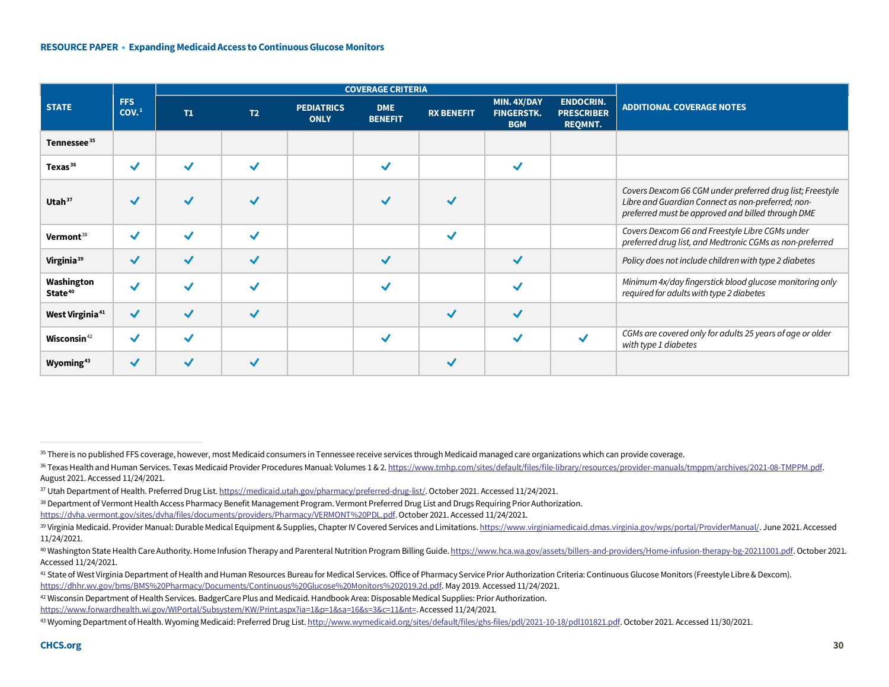| STATE | FFS COV.[1] | COVERAGE CRITERIA | | | | | | | ADDITIONAL COVERAGE NOTES |
|---|---|---|---|---|---|---|---|---|---|
| | | T1 | T2 | PEDIATRICS ONLY | DME BENEFIT | RX BENEFIT | MIN. 4X/DAY FINGERSTK. BGM | ENDOCRIN. PRESCRIBER REQMNT. | |
| Tennessee[35] | | | | | | | | | |
| Texas[36] | ✓ | ✓ | ✓ | | ✓ | | ✓ | | |
| Utah[37] | ✓ | ✓ | ✓ | | ✓ | ✓ | | | *Covers Dexcom G6 CGM under preferred drug list; Freestyle Libre and Guardian Connect as non-preferred; non-preferred must be approved and billed through DME* |
| Vermont[38] | ✓ | ✓ | ✓ | | | ✓ | | | *Covers Dexcom G6 and Freestyle Libre CGMs under preferred drug list, and Medtronic CGMs as non-preferred* |
| Virginia[39] | ✓ | ✓ | ✓ | | ✓ | | ✓ | | *Policy does not include children with type 2 diabetes* |
| Washington State[40] | ✓ | ✓ | ✓ | | ✓ | | ✓ | | *Minimum 4x/day fingerstick blood glucose monitoring only required for adults with type 2 diabetes* |
| West Virginia[41] | ✓ | ✓ | ✓ | | | ✓ | ✓ | | |
| Wisconsin[42] | ✓ | ✓ | | | ✓ | | ✓ | ✓ | *CGMs are covered only for adults 25 years of age or older with type 1 diabetes* |
| Wyoming[43] | ✓ | ✓ | ✓ | | | ✓ | | | |

---

[35] There is no published FFS coverage, however, most Medicaid consumers in Tennessee receive services through Medicaid managed care organizations which can provide coverage.

[36] Texas Health and Human Services. Texas Medicaid Provider Procedures Manual: Volumes 1 & 2. https://www.tmhp.com/sites/default/files/file-library/resources/provider-manuals/tmppm/archives/2021-08-TMPPM.pdf. August 2021. Accessed 11/24/2021.

[37] Utah Department of Health. Preferred Drug List. https://medicaid.utah.gov/pharmacy/preferred-drug-list/. October 2021. Accessed 11/24/2021.

[38] Department of Vermont Health Access Pharmacy Benefit Management Program. Vermont Preferred Drug List and Drugs Requiring Prior Authorization. https://dvha.vermont.gov/sites/dvha/files/documents/providers/Pharmacy/VERMONT%20PDL.pdf. October 2021. Accessed 11/24/2021.

[39] Virginia Medicaid. Provider Manual: Durable Medical Equipment & Supplies, Chapter IV Covered Services and Limitations. https://www.virginiamedicaid.dmas.virginia.gov/wps/portal/ProviderManual/. June 2021. Accessed 11/24/2021.

[40] Washington State Health Care Authority. Home Infusion Therapy and Parenteral Nutrition Program Billing Guide. https://www.hca.wa.gov/assets/billers-and-providers/Home-infusion-therapy-bg-20211001.pdf. October 2021. Accessed 11/24/2021.

[41] State of West Virginia Department of Health and Human Resources Bureau for Medical Services. Office of Pharmacy Service Prior Authorization Criteria: Continuous Glucose Monitors (Freestyle Libre & Dexcom). https://dhhr.wv.gov/bms/BMS%20Pharmacy/Documents/Continuous%20Glucose%20Monitors%202019.2d.pdf. May 2019. Accessed 11/24/2021.

[42] Wisconsin Department of Health Services. BadgerCare Plus and Medicaid. Handbook Area: Disposable Medical Supplies: Prior Authorization. https://www.forwardhealth.wi.gov/WIPortal/Subsystem/KW/Print.aspx?ia=1&p=1&sa=16&s=3&c=11&nt=. Accessed 11/24/2021.

[43] Wyoming Department of Health. Wyoming Medicaid: Preferred Drug List. http://www.wymedicaid.org/sites/default/files/ghs-files/pdl/2021-10-18/pdl101821.pdf. October 2021. Accessed 11/30/2021.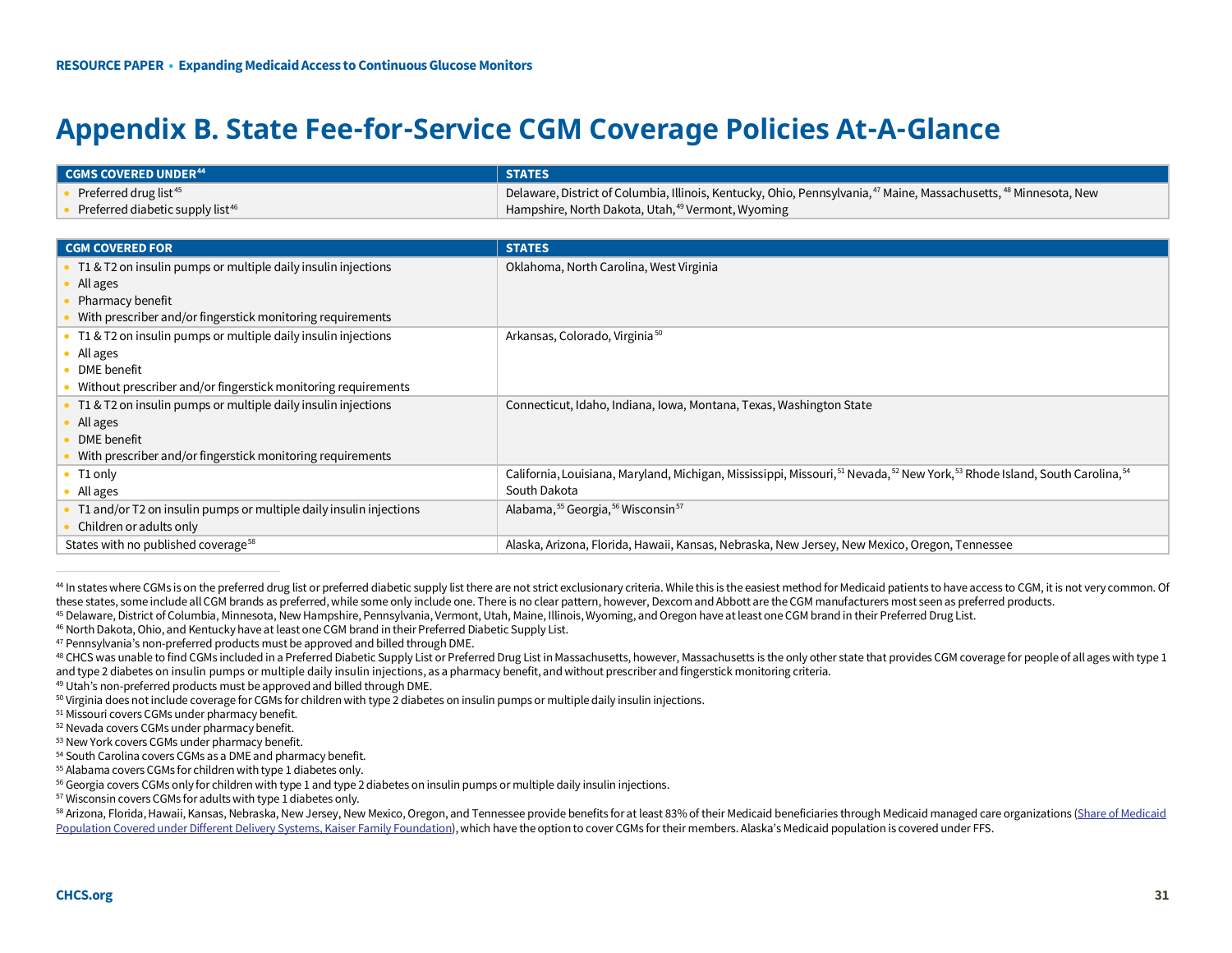# Appendix B. State Fee-for-Service CGM Coverage Policies At-A-Glance

| CGMS COVERED UNDER[44] | STATES |
|---|---|
| • Preferred drug list[45]<br>• Preferred diabetic supply list[46] | Delaware, District of Columbia, Illinois, Kentucky, Ohio, Pennsylvania,[47] Maine, Massachusetts,[48] Minnesota, New Hampshire, North Dakota, Utah,[49] Vermont, Wyoming |

| CGM COVERED FOR | STATES |
|---|---|
| • T1 & T2 on insulin pumps or multiple daily insulin injections<br>• All ages<br>• Pharmacy benefit<br>• With prescriber and/or fingerstick monitoring requirements | Oklahoma, North Carolina, West Virginia |
| • T1 & T2 on insulin pumps or multiple daily insulin injections<br>• All ages<br>• DME benefit<br>• Without prescriber and/or fingerstick monitoring requirements | Arkansas, Colorado, Virginia[50] |
| • T1 & T2 on insulin pumps or multiple daily insulin injections<br>• All ages<br>• DME benefit<br>• With prescriber and/or fingerstick monitoring requirements | Connecticut, Idaho, Indiana, Iowa, Montana, Texas, Washington State |
| • T1 only<br>• All ages | California, Louisiana, Maryland, Michigan, Mississippi, Missouri,[51] Nevada,[52] New York,[53] Rhode Island, South Carolina,[54] South Dakota |
| • T1 and/or T2 on insulin pumps or multiple daily insulin injections<br>• Children or adults only | Alabama,[55] Georgia,[56] Wisconsin[57] |
| States with no published coverage[58] | Alaska, Arizona, Florida, Hawaii, Kansas, Nebraska, New Jersey, New Mexico, Oregon, Tennessee |

---

[44] In states where CGMs is on the preferred drug list or preferred diabetic supply list there are not strict exclusionary criteria. While this is the easiest method for Medicaid patients to have access to CGM, it is not very common. Of these states, some include all CGM brands as preferred, while some only include one. There is no clear pattern, however, Dexcom and Abbott are the CGM manufacturers most seen as preferred products.

[45] Delaware, District of Columbia, Minnesota, New Hampshire, Pennsylvania, Vermont, Utah, Maine, Illinois, Wyoming, and Oregon have at least one CGM brand in their Preferred Drug List.

[46] North Dakota, Ohio, and Kentucky have at least one CGM brand in their Preferred Diabetic Supply List.

[47] Pennsylvania's non-preferred products must be approved and billed through DME.

[48] CHCS was unable to find CGMs included in a Preferred Diabetic Supply List or Preferred Drug List in Massachusetts, however, Massachusetts is the only other state that provides CGM coverage for people of all ages with type 1 and type 2 diabetes on insulin pumps or multiple daily insulin injections, as a pharmacy benefit, and without prescriber and fingerstick monitoring criteria.

[49] Utah's non-preferred products must be approved and billed through DME.

[50] Virginia does not include coverage for CGMs for children with type 2 diabetes on insulin pumps or multiple daily insulin injections.

[51] Missouri covers CGMs under pharmacy benefit.

[52] Nevada covers CGMs under pharmacy benefit.

[53] New York covers CGMs under pharmacy benefit.

[54] South Carolina covers CGMs as a DME and pharmacy benefit.

[55] Alabama covers CGMs for children with type 1 diabetes only.

[56] Georgia covers CGMs only for children with type 1 and type 2 diabetes on insulin pumps or multiple daily insulin injections.

[57] Wisconsin covers CGMs for adults with type 1 diabetes only.

[58] Arizona, Florida, Hawaii, Kansas, Nebraska, New Jersey, New Mexico, Oregon, and Tennessee provide benefits for at least 83% of their Medicaid beneficiaries through Medicaid managed care organizations (Share of Medicaid Population Covered under Different Delivery Systems, Kaiser Family Foundation), which have the option to cover CGMs for their members. Alaska's Medicaid population is covered under FFS.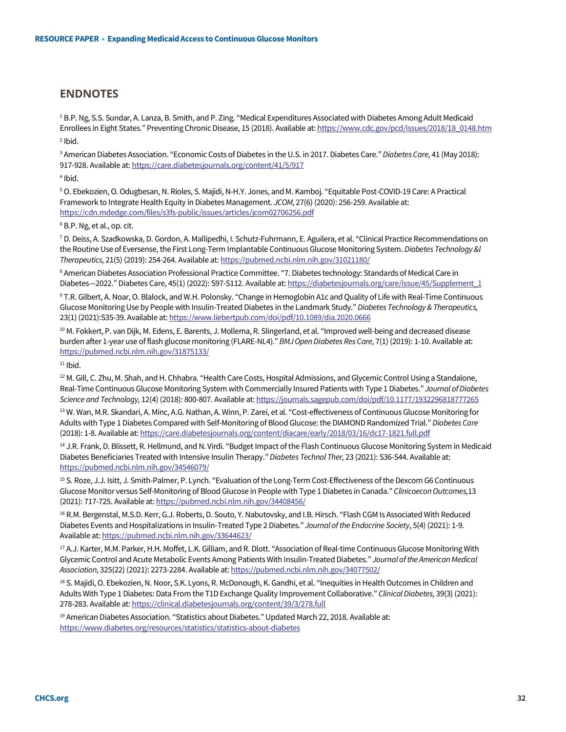## ENDNOTES

[1] B.P. Ng, S.S. Sundar, A. Lanza, B. Smith, and P. Zing. "Medical Expenditures Associated with Diabetes Among Adult Medicaid Enrollees in Eight States." Preventing Chronic Disease, 15 (2018). Available at: https://www.cdc.gov/pcd/issues/2018/18_0148.htm

[2] Ibid.

[3] American Diabetes Association. "Economic Costs of Diabetes in the U.S. in 2017. Diabetes Care." *Diabetes Care,* 41 (May 2018): 917-928. Available at: https://care.diabetesjournals.org/content/41/5/917

[4] Ibid.

[5] O. Ebekozien, O. Odugbesan, N. Rioles, S. Majidi, N-H.Y. Jones, and M. Kamboj. "Equitable Post-COVID-19 Care: A Practical Framework to Integrate Health Equity in Diabetes Management. *JCOM,* 27(6) (2020): 256-259. Available at: https://cdn.mdedge.com/files/s3fs-public/issues/articles/jcom02706256.pdf

[6] B.P. Ng, et al., op. cit.

[7] D. Deiss, A. Szadkowska, D. Gordon, A. Mallipedhi, I. Schutz-Fuhrmann, E. Aguilera, et al. "Clinical Practice Recommendations on the Routine Use of Eversense, the First Long-Term Implantable Continuous Glucose Monitoring System. *Diabetes Technology &l Therapeutics,* 21(5) (2019): 254-264. Available at: https://pubmed.ncbi.nlm.nih.gov/31021180/

[8] American Diabetes Association Professional Practice Committee. "7. Diabetes technology: Standards of Medical Care in Diabetes—2022." Diabetes Care, 45(1) (2022): S97-S112. Available at: https://diabetesjournals.org/care/issue/45/Supplement_1

[9] T.R. Gilbert, A. Noar, O. Blalock, and W.H. Polonsky. "Change in Hemoglobin A1c and Quality of Life with Real-Time Continuous Glucose Monitoring Use by People with Insulin-Treated Diabetes in the Landmark Study." *Diabetes Technology & Therapeutics,* 23(1) (2021):S35-39. Available at: https://www.liebertpub.com/doi/pdf/10.1089/dia.2020.0666

[10] M. Fokkert, P. van Dijk, M. Edens, E. Barents, J. Mollema, R. Slingerland, et al. "Improved well-being and decreased disease burden after 1-year use of flash glucose monitoring (FLARE-NL4)." *BMJ Open Diabetes Res Care,* 7(1) (2019): 1-10. Available at: https://pubmed.ncbi.nlm.nih.gov/31875133/

[11] Ibid.

[12] M. Gill, C. Zhu, M. Shah, and H. Chhabra. "Health Care Costs, Hospital Admissions, and Glycemic Control Using a Standalone, Real-Time Continuous Glucose Monitoring System with Commercially Insured Patients with Type 1 Diabetes." *Journal of Diabetes Science and Technology,* 12(4) (2018): 800-807. Available at: https://journals.sagepub.com/doi/pdf/10.1177/1932296818777265

[13] W. Wan, M.R. Skandari, A. Minc, A.G. Nathan, A. Winn, P. Zarei, et al. "Cost-effectiveness of Continuous Glucose Monitoring for Adults with Type 1 Diabetes Compared with Self-Monitoring of Blood Glucose: the DIAMOND Randomized Trial." *Diabetes Care* (2018): 1-8. Available at: https://care.diabetesjournals.org/content/diacare/early/2018/03/16/dc17-1821.full.pdf

[14] J.R. Frank, D. Blissett, R. Hellmund, and N. Virdi. "Budget Impact of the Flash Continuous Glucose Monitoring System in Medicaid Diabetes Beneficiaries Treated with Intensive Insulin Therapy." *Diabetes Technol Ther,* 23 (2021): S36-S44. Available at: https://pubmed.ncbi.nlm.nih.gov/34546079/

[15] S. Roze, J.J. Isitt, J. Smith-Palmer, P. Lynch. "Evaluation of the Long-Term Cost-Effectiveness of the Dexcom G6 Continuous Glucose Monitor versus Self-Monitoring of Blood Glucose in People with Type 1 Diabetes in Canada." *Clinicoecon Outcomes,*13 (2021): 717-725. Available at: https://pubmed.ncbi.nlm.nih.gov/34408456/

[16] R.M. Bergenstal, M.S.D. Kerr, G.J. Roberts, D. Souto, Y. Nabutovsky, and I.B. Hirsch. "Flash CGM Is Associated With Reduced Diabetes Events and Hospitalizations in Insulin-Treated Type 2 Diabetes." *Journal of the Endocrine Society*, 5(4) (2021): 1-9. Available at: https://pubmed.ncbi.nlm.nih.gov/33644623/

[17] A.J. Karter, M.M. Parker, H.H. Moffet, L.K. Gilliam, and R. Dlott. "Association of Real-time Continuous Glucose Monitoring With Glycemic Control and Acute Metabolic Events Among Patients With Insulin-Treated Diabetes." *Journal of the American Medical Association,* 325(22) (2021): 2273-2284. Available at: https://pubmed.ncbi.nlm.nih.gov/34077502/

[18] S. Majidi, O. Ebekozien, N. Noor, S.K. Lyons, R. McDonough, K. Gandhi, et al. "Inequities in Health Outcomes in Children and Adults With Type 1 Diabetes: Data From the T1D Exchange Quality Improvement Collaborative." *Clinical Diabetes,* 39(3) (2021): 278-283. Available at: https://clinical.diabetesjournals.org/content/39/3/278.full

[19] American Diabetes Association. "Statistics about Diabetes." Updated March 22, 2018. Available at: https://www.diabetes.org/resources/statistics/statistics-about-diabetes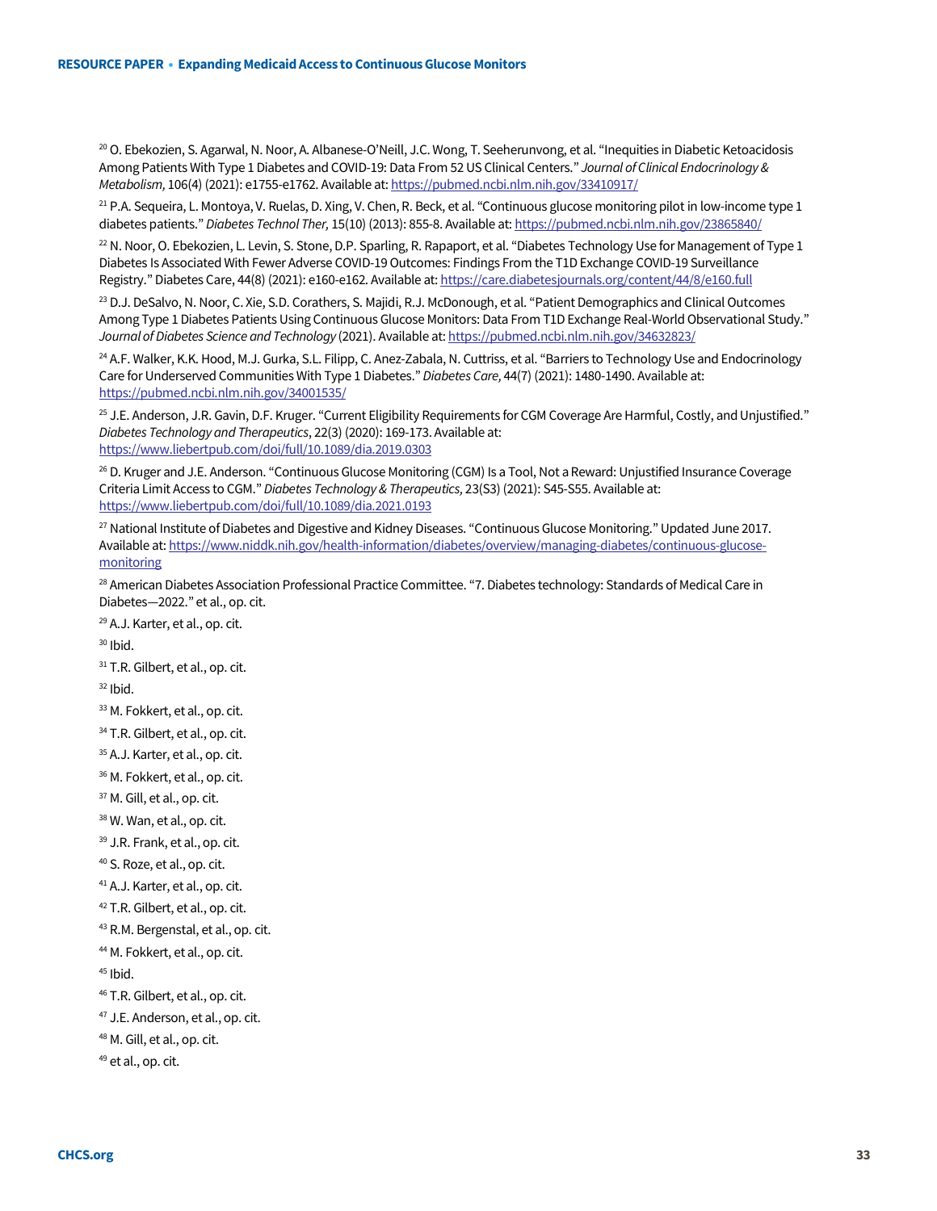[20] O. Ebekozien, S. Agarwal, N. Noor, A. Albanese-O'Neill, J.C. Wong, T. Seeherunvong, et al. "Inequities in Diabetic Ketoacidosis Among Patients With Type 1 Diabetes and COVID-19: Data From 52 US Clinical Centers." *Journal of Clinical Endocrinology & Metabolism,* 106(4) (2021): e1755-e1762. Available at: https://pubmed.ncbi.nlm.nih.gov/33410917/

[21] P.A. Sequeira, L. Montoya, V. Ruelas, D. Xing, V. Chen, R. Beck, et al. "Continuous glucose monitoring pilot in low-income type 1 diabetes patients." *Diabetes Technol Ther,* 15(10) (2013): 855-8. Available at: https://pubmed.ncbi.nlm.nih.gov/23865840/

[22] N. Noor, O. Ebekozien, L. Levin, S. Stone, D.P. Sparling, R. Rapaport, et al. "Diabetes Technology Use for Management of Type 1 Diabetes Is Associated With Fewer Adverse COVID-19 Outcomes: Findings From the T1D Exchange COVID-19 Surveillance Registry." Diabetes Care, 44(8) (2021): e160-e162. Available at: https://care.diabetesjournals.org/content/44/8/e160.full

[23] D.J. DeSalvo, N. Noor, C. Xie, S.D. Corathers, S. Majidi, R.J. McDonough, et al. "Patient Demographics and Clinical Outcomes Among Type 1 Diabetes Patients Using Continuous Glucose Monitors: Data From T1D Exchange Real-World Observational Study." *Journal of Diabetes Science and Technology* (2021). Available at: https://pubmed.ncbi.nlm.nih.gov/34632823/

[24] A.F. Walker, K.K. Hood, M.J. Gurka, S.L. Filipp, C. Anez-Zabala, N. Cuttriss, et al. "Barriers to Technology Use and Endocrinology Care for Underserved Communities With Type 1 Diabetes." *Diabetes Care,* 44(7) (2021): 1480-1490. Available at: https://pubmed.ncbi.nlm.nih.gov/34001535/

[25] J.E. Anderson, J.R. Gavin, D.F. Kruger. "Current Eligibility Requirements for CGM Coverage Are Harmful, Costly, and Unjustified." *Diabetes Technology and Therapeutics*, 22(3) (2020): 169-173. Available at: https://www.liebertpub.com/doi/full/10.1089/dia.2019.0303

[26] D. Kruger and J.E. Anderson. "Continuous Glucose Monitoring (CGM) Is a Tool, Not a Reward: Unjustified Insurance Coverage Criteria Limit Access to CGM." *Diabetes Technology & Therapeutics,* 23(S3) (2021): S45-S55. Available at: https://www.liebertpub.com/doi/full/10.1089/dia.2021.0193

[27] National Institute of Diabetes and Digestive and Kidney Diseases. "Continuous Glucose Monitoring." Updated June 2017. Available at: https://www.niddk.nih.gov/health-information/diabetes/overview/managing-diabetes/continuous-glucose-monitoring

[28] American Diabetes Association Professional Practice Committee. "7. Diabetes technology: Standards of Medical Care in Diabetes—2022." et al., op. cit.

[29] A.J. Karter, et al., op. cit.

[30] Ibid.

[31] T.R. Gilbert, et al., op. cit.

[32] Ibid.

[33] M. Fokkert, et al., op. cit.

[34] T.R. Gilbert, et al., op. cit.

[35] A.J. Karter, et al., op. cit.

[36] M. Fokkert, et al., op. cit.

[37] M. Gill, et al., op. cit.

[38] W. Wan, et al., op. cit.

[39] J.R. Frank, et al., op. cit.

[40] S. Roze, et al., op. cit.

[41] A.J. Karter, et al., op. cit.

[42] T.R. Gilbert, et al., op. cit.

[43] R.M. Bergenstal, et al., op. cit.

[44] M. Fokkert, et al., op. cit.

[45] Ibid.

[46] T.R. Gilbert, et al., op. cit.

[47] J.E. Anderson, et al., op. cit.

[48] M. Gill, et al., op. cit.

[49] et al., op. cit.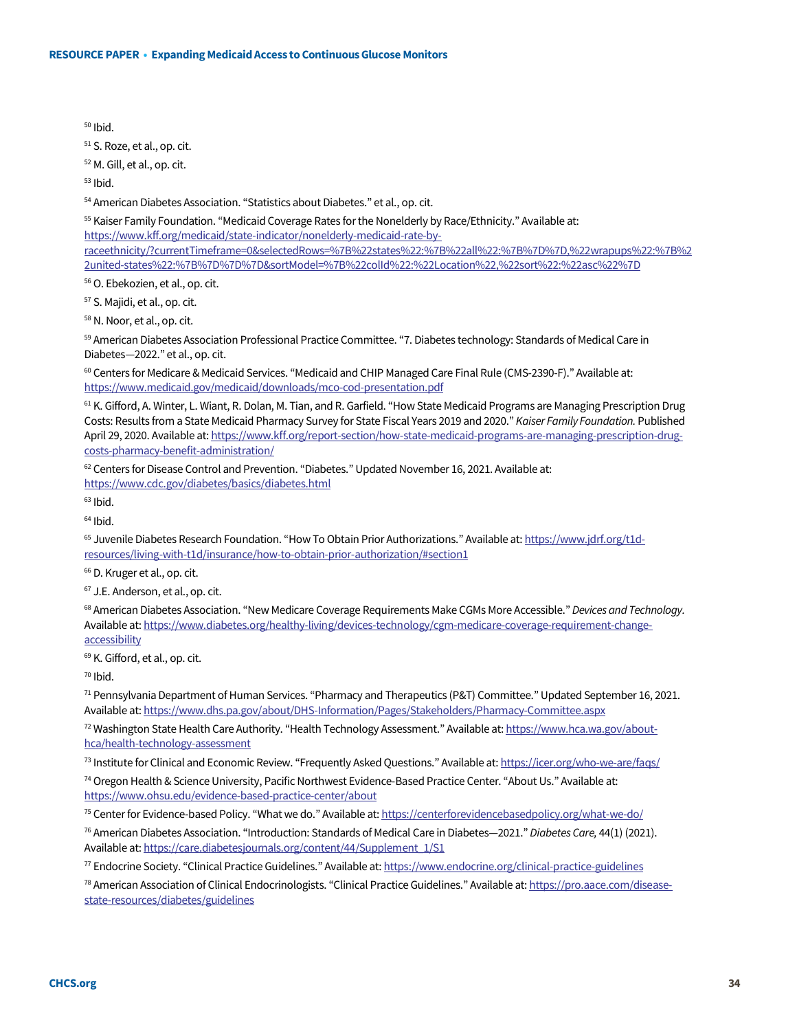[50] Ibid.

[51] S. Roze, et al., op. cit.

[52] M. Gill, et al., op. cit.

[53] Ibid.

[54] American Diabetes Association. "Statistics about Diabetes." et al., op. cit.

[55] Kaiser Family Foundation. "Medicaid Coverage Rates for the Nonelderly by Race/Ethnicity." Available at: https://www.kff.org/medicaid/state-indicator/nonelderly-medicaid-rate-by-raceethnicity/?currentTimeframe=0&selectedRows=%7B%22states%22:%7B%22all%22:%7B%7D%7D,%22wrapups%22:%7B%22united-states%22:%7B%7D%7D%7D&sortModel=%7B%22colId%22:%22Location%22,%22sort%22:%22asc%22%7D

[56] O. Ebekozien, et al., op. cit.

[57] S. Majidi, et al., op. cit.

[58] N. Noor, et al., op. cit.

[59] American Diabetes Association Professional Practice Committee. "7. Diabetes technology: Standards of Medical Care in Diabetes—2022." et al., op. cit.

[60] Centers for Medicare & Medicaid Services. "Medicaid and CHIP Managed Care Final Rule (CMS-2390-F)." Available at: https://www.medicaid.gov/medicaid/downloads/mco-cod-presentation.pdf

[61] K. Gifford, A. Winter, L. Wiant, R. Dolan, M. Tian, and R. Garfield. "How State Medicaid Programs are Managing Prescription Drug Costs: Results from a State Medicaid Pharmacy Survey for State Fiscal Years 2019 and 2020." *Kaiser Family Foundation.* Published April 29, 2020. Available at: https://www.kff.org/report-section/how-state-medicaid-programs-are-managing-prescription-drug-costs-pharmacy-benefit-administration/

[62] Centers for Disease Control and Prevention. "Diabetes." Updated November 16, 2021. Available at: https://www.cdc.gov/diabetes/basics/diabetes.html

[63] Ibid.

[64] Ibid.

[65] Juvenile Diabetes Research Foundation. "How To Obtain Prior Authorizations." Available at: https://www.jdrf.org/t1d-resources/living-with-t1d/insurance/how-to-obtain-prior-authorization/#section1

[66] D. Kruger et al., op. cit.

[67] J.E. Anderson, et al., op. cit.

[68] American Diabetes Association. "New Medicare Coverage Requirements Make CGMs More Accessible." *Devices and Technology*. Available at: https://www.diabetes.org/healthy-living/devices-technology/cgm-medicare-coverage-requirement-change-accessibility

[69] K. Gifford, et al., op. cit.

[70] Ibid.

[71] Pennsylvania Department of Human Services. "Pharmacy and Therapeutics (P&T) Committee." Updated September 16, 2021. Available at: https://www.dhs.pa.gov/about/DHS-Information/Pages/Stakeholders/Pharmacy-Committee.aspx

[72] Washington State Health Care Authority. "Health Technology Assessment." Available at: https://www.hca.wa.gov/about-hca/health-technology-assessment

[73] Institute for Clinical and Economic Review. "Frequently Asked Questions." Available at: https://icer.org/who-we-are/faqs/

[74] Oregon Health & Science University, Pacific Northwest Evidence-Based Practice Center. "About Us." Available at: https://www.ohsu.edu/evidence-based-practice-center/about

[75] Center for Evidence-based Policy. "What we do." Available at: https://centerforevidencebasedpolicy.org/what-we-do/

[76] American Diabetes Association. "Introduction: Standards of Medical Care in Diabetes—2021." *Diabetes Care,* 44(1) (2021). Available at: https://care.diabetesjournals.org/content/44/Supplement_1/S1

[77] Endocrine Society. "Clinical Practice Guidelines." Available at: https://www.endocrine.org/clinical-practice-guidelines

[78] American Association of Clinical Endocrinologists. "Clinical Practice Guidelines." Available at: https://pro.aace.com/disease-state-resources/diabetes/guidelines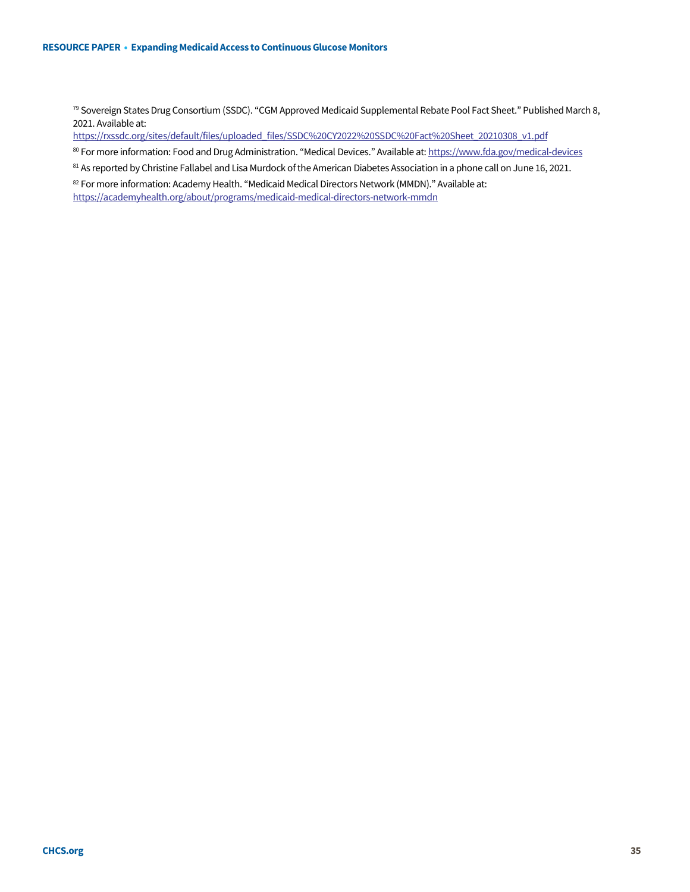[79] Sovereign States Drug Consortium (SSDC). "CGM Approved Medicaid Supplemental Rebate Pool Fact Sheet." Published March 8, 2021. Available at: https://rxssdc.org/sites/default/files/uploaded_files/SSDC%20CY2022%20SSDC%20Fact%20Sheet_20210308_v1.pdf

[80] For more information: Food and Drug Administration. "Medical Devices." Available at: https://www.fda.gov/medical-devices

[81] As reported by Christine Fallabel and Lisa Murdock of the American Diabetes Association in a phone call on June 16, 2021.

[82] For more information: Academy Health. "Medicaid Medical Directors Network (MMDN)." Available at: https://academyhealth.org/about/programs/medicaid-medical-directors-network-mmdn